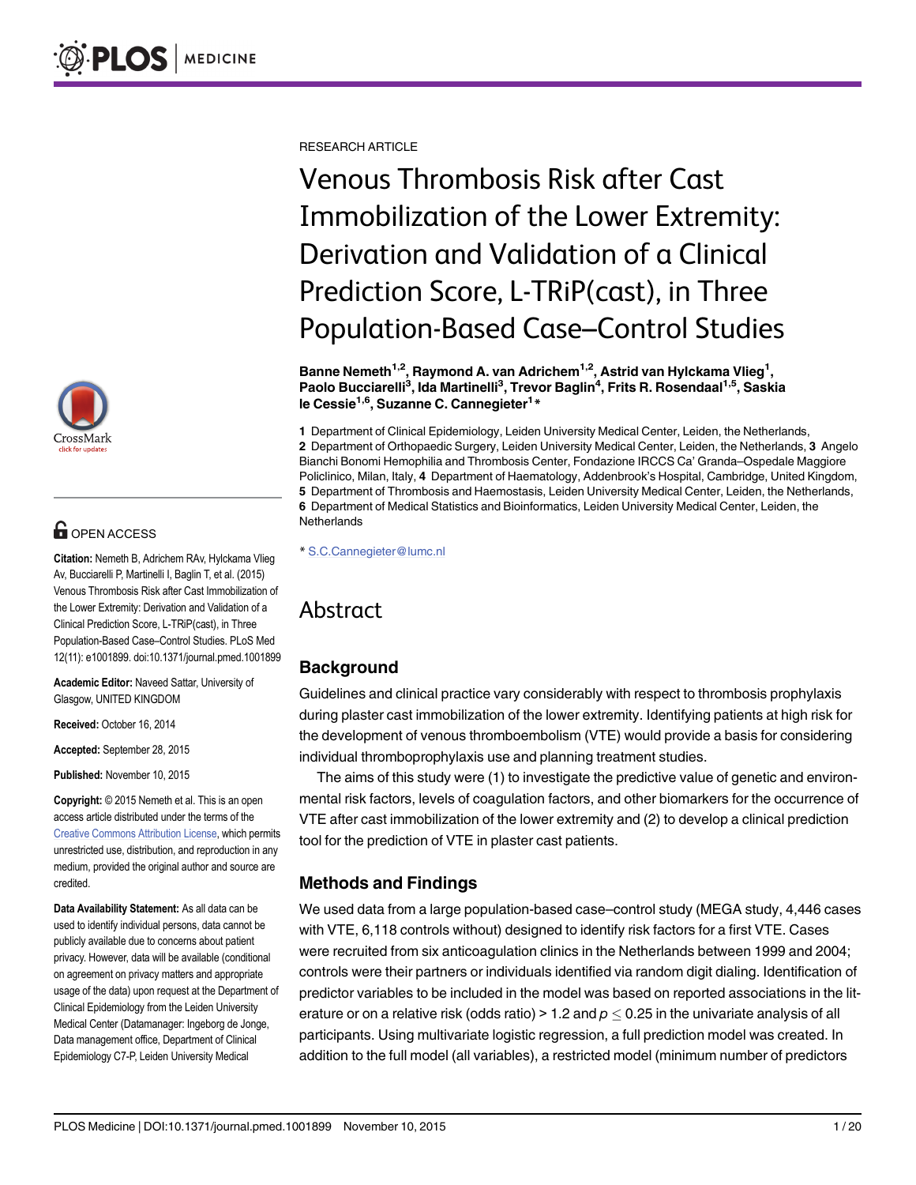RESEARCH ARTICLE

# Venous Thrombosis Risk after Cast Immobilization of the Lower Extremity: Derivation and Validation of a Clinical Prediction Score, L-TRiP(cast), in Three Population-Based Case–Control Studies

**Banne Nemeth[1,2], Raymond A. van Adrichem[1,2], Astrid van Hylckama Vlieg[1], Paolo Bucciarelli[3], Ida Martinelli[3], Trevor Baglin[4], Frits R. Rosendaal[1,5], Saskia le Cessie[1,6], Suzanne C. Cannegieter[1]\***

**1** Department of Clinical Epidemiology, Leiden University Medical Center, Leiden, the Netherlands, **2** Department of Orthopaedic Surgery, Leiden University Medical Center, Leiden, the Netherlands, **3** Angelo Bianchi Bonomi Hemophilia and Thrombosis Center, Fondazione IRCCS Ca' Granda–Ospedale Maggiore Policlinico, Milan, Italy, **4** Department of Haematology, Addenbrook's Hospital, Cambridge, United Kingdom, **5** Department of Thrombosis and Haemostasis, Leiden University Medical Center, Leiden, the Netherlands, **6** Department of Medical Statistics and Bioinformatics, Leiden University Medical Center, Leiden, the Netherlands

\* S.C.Cannegieter@lumc.nl

OPEN ACCESS

**Citation:** Nemeth B, Adrichem RAv, Hylckama Vlieg Av, Bucciarelli P, Martinelli I, Baglin T, et al. (2015) Venous Thrombosis Risk after Cast Immobilization of the Lower Extremity: Derivation and Validation of a Clinical Prediction Score, L-TRiP(cast), in Three Population-Based Case–Control Studies. PLoS Med 12(11): e1001899. doi:10.1371/journal.pmed.1001899

**Academic Editor:** Naveed Sattar, University of Glasgow, UNITED KINGDOM

**Received:** October 16, 2014

**Accepted:** September 28, 2015

**Published:** November 10, 2015

**Copyright:** © 2015 Nemeth et al. This is an open access article distributed under the terms of the Creative Commons Attribution License, which permits unrestricted use, distribution, and reproduction in any medium, provided the original author and source are credited.

**Data Availability Statement:** As all data can be used to identify individual persons, data cannot be publicly available due to concerns about patient privacy. However, data will be available (conditional on agreement on privacy matters and appropriate usage of the data) upon request at the Department of Clinical Epidemiology from the Leiden University Medical Center (Datamanager: Ingeborg de Jonge, Data management office, Department of Clinical Epidemiology C7-P, Leiden University Medical

## Abstract

### Background

Guidelines and clinical practice vary considerably with respect to thrombosis prophylaxis during plaster cast immobilization of the lower extremity. Identifying patients at high risk for the development of venous thromboembolism (VTE) would provide a basis for considering individual thromboprophylaxis use and planning treatment studies.

The aims of this study were (1) to investigate the predictive value of genetic and environmental risk factors, levels of coagulation factors, and other biomarkers for the occurrence of VTE after cast immobilization of the lower extremity and (2) to develop a clinical prediction tool for the prediction of VTE in plaster cast patients.

### Methods and Findings

We used data from a large population-based case–control study (MEGA study, 4,446 cases with VTE, 6,118 controls without) designed to identify risk factors for a first VTE. Cases were recruited from six anticoagulation clinics in the Netherlands between 1999 and 2004; controls were their partners or individuals identified via random digit dialing. Identification of predictor variables to be included in the model was based on reported associations in the literature or on a relative risk (odds ratio) > 1.2 and $p \leq 0.25$ in the univariate analysis of all participants. Using multivariate logistic regression, a full prediction model was created. In addition to the full model (all variables), a restricted model (minimum number of predictors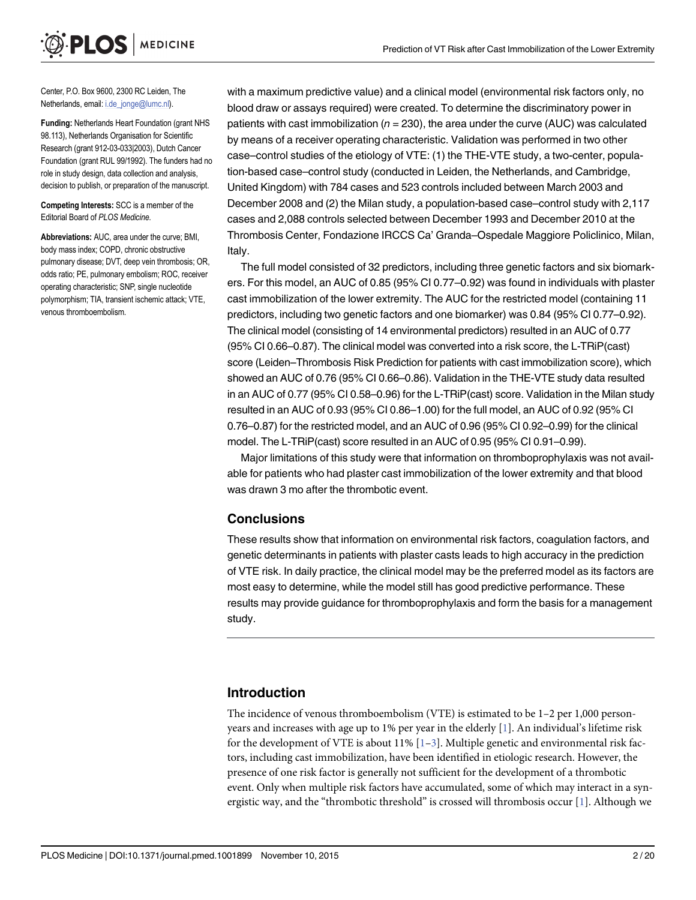Center, P.O. Box 9600, 2300 RC Leiden, The Netherlands, email: i.de_jonge@lumc.nl).

**Funding:** Netherlands Heart Foundation (grant NHS 98.113), Netherlands Organisation for Scientific Research (grant 912-03-033|2003), Dutch Cancer Foundation (grant RUL 99/1992). The funders had no role in study design, data collection and analysis, decision to publish, or preparation of the manuscript.

**Competing Interests:** SCC is a member of the Editorial Board of *PLOS Medicine*.

**Abbreviations:** AUC, area under the curve; BMI, body mass index; COPD, chronic obstructive pulmonary disease; DVT, deep vein thrombosis; OR, odds ratio; PE, pulmonary embolism; ROC, receiver operating characteristic; SNP, single nucleotide polymorphism; TIA, transient ischemic attack; VTE, venous thromboembolism.

with a maximum predictive value) and a clinical model (environmental risk factors only, no blood draw or assays required) were created. To determine the discriminatory power in patients with cast immobilization ($n = 230$), the area under the curve (AUC) was calculated by means of a receiver operating characteristic. Validation was performed in two other case–control studies of the etiology of VTE: (1) the THE-VTE study, a two-center, population-based case–control study (conducted in Leiden, the Netherlands, and Cambridge, United Kingdom) with 784 cases and 523 controls included between March 2003 and December 2008 and (2) the Milan study, a population-based case–control study with 2,117 cases and 2,088 controls selected between December 1993 and December 2010 at the Thrombosis Center, Fondazione IRCCS Ca' Granda–Ospedale Maggiore Policlinico, Milan, Italy.

The full model consisted of 32 predictors, including three genetic factors and six biomarkers. For this model, an AUC of 0.85 (95% CI 0.77–0.92) was found in individuals with plaster cast immobilization of the lower extremity. The AUC for the restricted model (containing 11 predictors, including two genetic factors and one biomarker) was 0.84 (95% CI 0.77–0.92). The clinical model (consisting of 14 environmental predictors) resulted in an AUC of 0.77 (95% CI 0.66–0.87). The clinical model was converted into a risk score, the L-TRiP(cast) score (Leiden–Thrombosis Risk Prediction for patients with cast immobilization score), which showed an AUC of 0.76 (95% CI 0.66–0.86). Validation in the THE-VTE study data resulted in an AUC of 0.77 (95% CI 0.58–0.96) for the L-TRiP(cast) score. Validation in the Milan study resulted in an AUC of 0.93 (95% CI 0.86–1.00) for the full model, an AUC of 0.92 (95% CI 0.76–0.87) for the restricted model, and an AUC of 0.96 (95% CI 0.92–0.99) for the clinical model. The L-TRiP(cast) score resulted in an AUC of 0.95 (95% CI 0.91–0.99).

Major limitations of this study were that information on thromboprophylaxis was not available for patients who had plaster cast immobilization of the lower extremity and that blood was drawn 3 mo after the thrombotic event.

### Conclusions

These results show that information on environmental risk factors, coagulation factors, and genetic determinants in patients with plaster casts leads to high accuracy in the prediction of VTE risk. In daily practice, the clinical model may be the preferred model as its factors are most easy to determine, while the model still has good predictive performance. These results may provide guidance for thromboprophylaxis and form the basis for a management study.

## Introduction

The incidence of venous thromboembolism (VTE) is estimated to be 1–2 per 1,000 person-years and increases with age up to 1% per year in the elderly [1]. An individual's lifetime risk for the development of VTE is about 11% [1–3]. Multiple genetic and environmental risk factors, including cast immobilization, have been identified in etiologic research. However, the presence of one risk factor is generally not sufficient for the development of a thrombotic event. Only when multiple risk factors have accumulated, some of which may interact in a synergistic way, and the "thrombotic threshold" is crossed will thrombosis occur [1]. Although we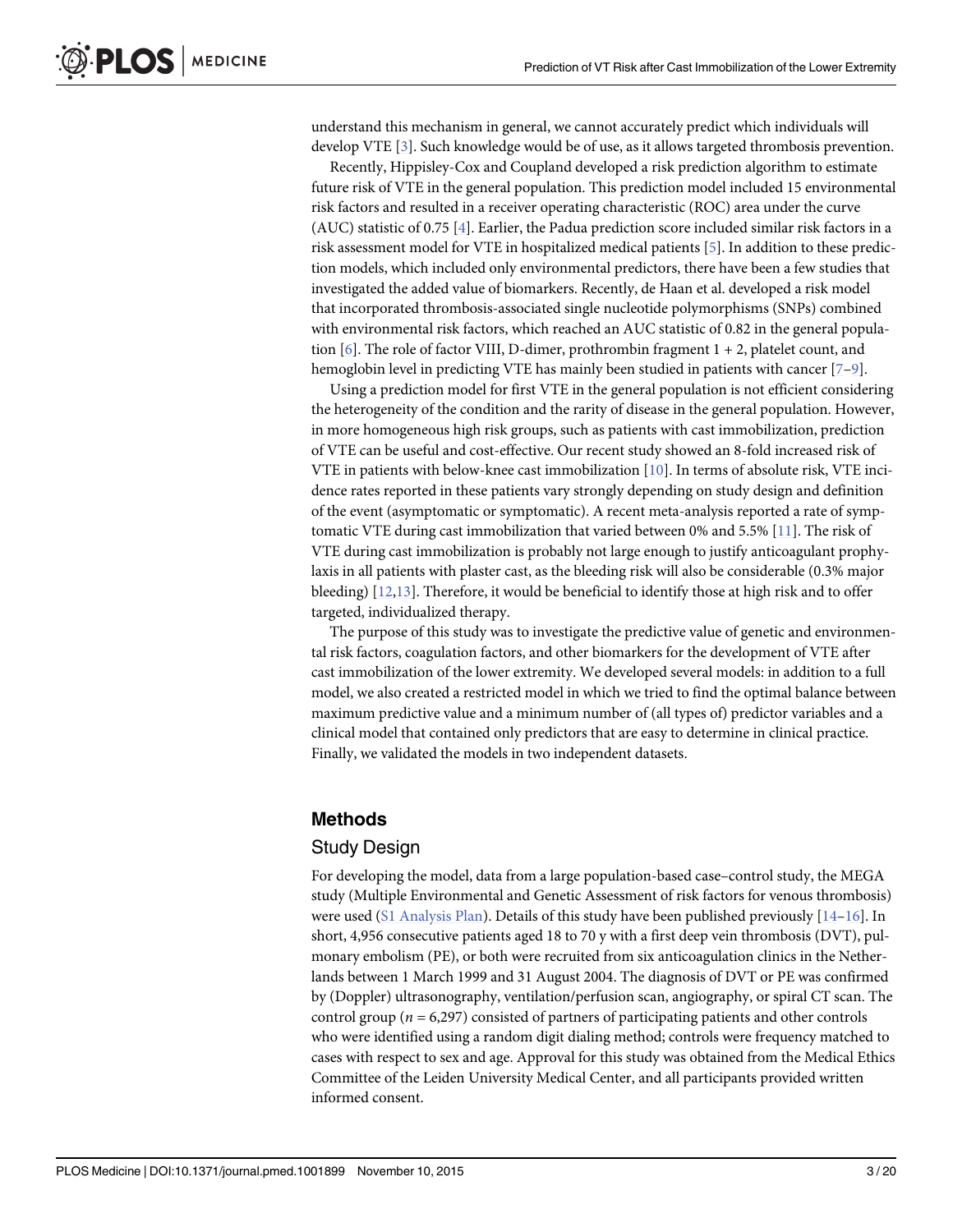understand this mechanism in general, we cannot accurately predict which individuals will develop VTE [3]. Such knowledge would be of use, as it allows targeted thrombosis prevention.

Recently, Hippisley-Cox and Coupland developed a risk prediction algorithm to estimate future risk of VTE in the general population. This prediction model included 15 environmental risk factors and resulted in a receiver operating characteristic (ROC) area under the curve (AUC) statistic of 0.75 [4]. Earlier, the Padua prediction score included similar risk factors in a risk assessment model for VTE in hospitalized medical patients [5]. In addition to these prediction models, which included only environmental predictors, there have been a few studies that investigated the added value of biomarkers. Recently, de Haan et al. developed a risk model that incorporated thrombosis-associated single nucleotide polymorphisms (SNPs) combined with environmental risk factors, which reached an AUC statistic of 0.82 in the general population [6]. The role of factor VIII, D-dimer, prothrombin fragment 1 + 2, platelet count, and hemoglobin level in predicting VTE has mainly been studied in patients with cancer [7–9].

Using a prediction model for first VTE in the general population is not efficient considering the heterogeneity of the condition and the rarity of disease in the general population. However, in more homogeneous high risk groups, such as patients with cast immobilization, prediction of VTE can be useful and cost-effective. Our recent study showed an 8-fold increased risk of VTE in patients with below-knee cast immobilization [10]. In terms of absolute risk, VTE incidence rates reported in these patients vary strongly depending on study design and definition of the event (asymptomatic or symptomatic). A recent meta-analysis reported a rate of symptomatic VTE during cast immobilization that varied between 0% and 5.5% [11]. The risk of VTE during cast immobilization is probably not large enough to justify anticoagulant prophylaxis in all patients with plaster cast, as the bleeding risk will also be considerable (0.3% major bleeding) [12,13]. Therefore, it would be beneficial to identify those at high risk and to offer targeted, individualized therapy.

The purpose of this study was to investigate the predictive value of genetic and environmental risk factors, coagulation factors, and other biomarkers for the development of VTE after cast immobilization of the lower extremity. We developed several models: in addition to a full model, we also created a restricted model in which we tried to find the optimal balance between maximum predictive value and a minimum number of (all types of) predictor variables and a clinical model that contained only predictors that are easy to determine in clinical practice. Finally, we validated the models in two independent datasets.

## Methods

### Study Design

For developing the model, data from a large population-based case–control study, the MEGA study (Multiple Environmental and Genetic Assessment of risk factors for venous thrombosis) were used (S1 Analysis Plan). Details of this study have been published previously [14–16]. In short, 4,956 consecutive patients aged 18 to 70 y with a first deep vein thrombosis (DVT), pulmonary embolism (PE), or both were recruited from six anticoagulation clinics in the Netherlands between 1 March 1999 and 31 August 2004. The diagnosis of DVT or PE was confirmed by (Doppler) ultrasonography, ventilation/perfusion scan, angiography, or spiral CT scan. The control group ($n$ = 6,297) consisted of partners of participating patients and other controls who were identified using a random digit dialing method; controls were frequency matched to cases with respect to sex and age. Approval for this study was obtained from the Medical Ethics Committee of the Leiden University Medical Center, and all participants provided written informed consent.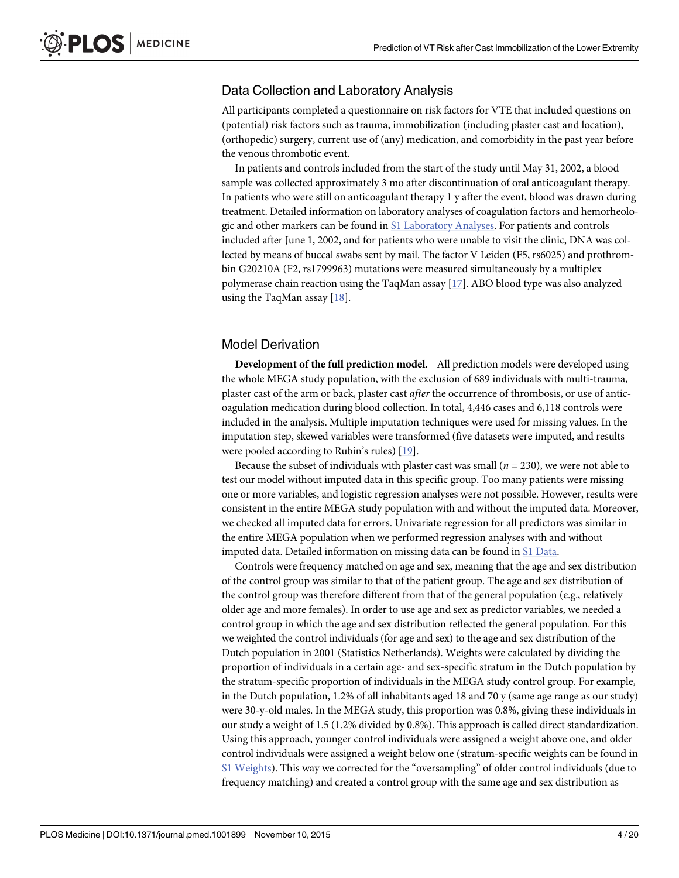## Data Collection and Laboratory Analysis

All participants completed a questionnaire on risk factors for VTE that included questions on (potential) risk factors such as trauma, immobilization (including plaster cast and location), (orthopedic) surgery, current use of (any) medication, and comorbidity in the past year before the venous thrombotic event.

In patients and controls included from the start of the study until May 31, 2002, a blood sample was collected approximately 3 mo after discontinuation of oral anticoagulant therapy. In patients who were still on anticoagulant therapy 1 y after the event, blood was drawn during treatment. Detailed information on laboratory analyses of coagulation factors and hemorheologic and other markers can be found in S1 Laboratory Analyses. For patients and controls included after June 1, 2002, and for patients who were unable to visit the clinic, DNA was collected by means of buccal swabs sent by mail. The factor V Leiden (F5, rs6025) and prothrombin G20210A (F2, rs1799963) mutations were measured simultaneously by a multiplex polymerase chain reaction using the TaqMan assay [17]. ABO blood type was also analyzed using the TaqMan assay [18].

## Model Derivation

**Development of the full prediction model.** All prediction models were developed using the whole MEGA study population, with the exclusion of 689 individuals with multi-trauma, plaster cast of the arm or back, plaster cast *after* the occurrence of thrombosis, or use of anticoagulation medication during blood collection. In total, 4,446 cases and 6,118 controls were included in the analysis. Multiple imputation techniques were used for missing values. In the imputation step, skewed variables were transformed (five datasets were imputed, and results were pooled according to Rubin's rules) [19].

Because the subset of individuals with plaster cast was small ($n = 230$), we were not able to test our model without imputed data in this specific group. Too many patients were missing one or more variables, and logistic regression analyses were not possible. However, results were consistent in the entire MEGA study population with and without the imputed data. Moreover, we checked all imputed data for errors. Univariate regression for all predictors was similar in the entire MEGA population when we performed regression analyses with and without imputed data. Detailed information on missing data can be found in S1 Data.

Controls were frequency matched on age and sex, meaning that the age and sex distribution of the control group was similar to that of the patient group. The age and sex distribution of the control group was therefore different from that of the general population (e.g., relatively older age and more females). In order to use age and sex as predictor variables, we needed a control group in which the age and sex distribution reflected the general population. For this we weighted the control individuals (for age and sex) to the age and sex distribution of the Dutch population in 2001 (Statistics Netherlands). Weights were calculated by dividing the proportion of individuals in a certain age- and sex-specific stratum in the Dutch population by the stratum-specific proportion of individuals in the MEGA study control group. For example, in the Dutch population, 1.2% of all inhabitants aged 18 and 70 y (same age range as our study) were 30-y-old males. In the MEGA study, this proportion was 0.8%, giving these individuals in our study a weight of 1.5 (1.2% divided by 0.8%). This approach is called direct standardization. Using this approach, younger control individuals were assigned a weight above one, and older control individuals were assigned a weight below one (stratum-specific weights can be found in S1 Weights). This way we corrected for the "oversampling" of older control individuals (due to frequency matching) and created a control group with the same age and sex distribution as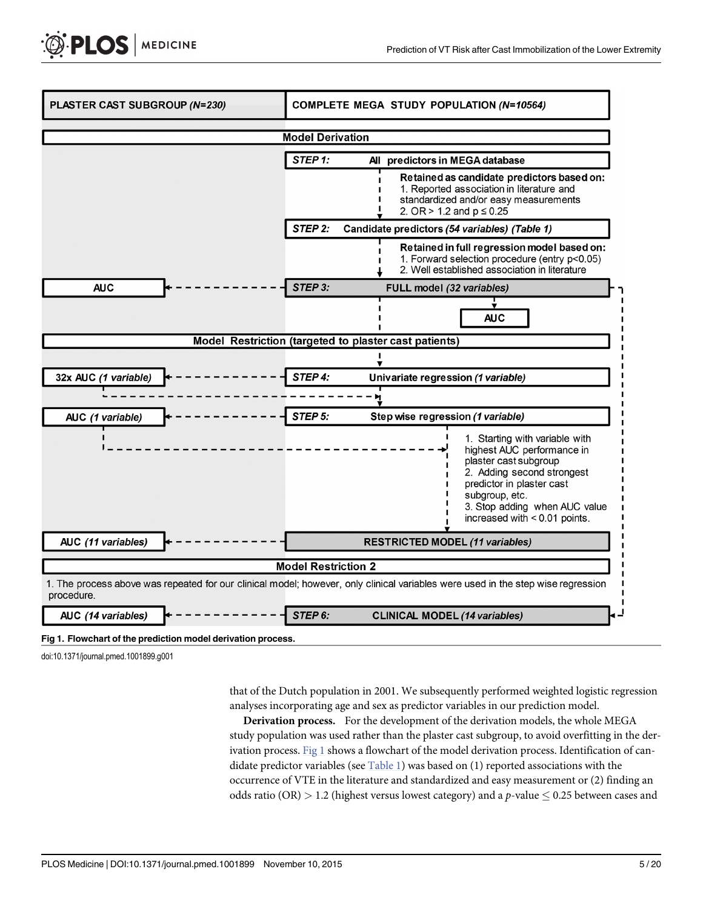| PLASTER CAST SUBGROUP *(N=230)* | COMPLETE MEGA STUDY POPULATION *(N=10564)* |
|---|---|
| **Model Derivation** | |
| | **STEP 1:** All predictors in MEGA database |
| | Retained as candidate predictors based on: 1. Reported association in literature and standardized and/or easy measurements 2. OR > 1.2 and p ≤ 0.25 |
| | **STEP 2:** Candidate predictors *(54 variables) (Table 1)* |
| | Retained in full regression model based on: 1. Forward selection procedure (entry p<0.05) 2. Well established association in literature |
| AUC | **STEP 3:** FULL model *(32 variables)* → AUC |
| **Model Restriction (targeted to plaster cast patients)** | |
| 32x AUC *(1 variable)* | **STEP 4:** Univariate regression *(1 variable)* |
| AUC *(1 variable)* | **STEP 5:** Step wise regression *(1 variable)* |
| | 1. Starting with variable with highest AUC performance in plaster cast subgroup 2. Adding second strongest predictor in plaster cast subgroup, etc. 3. Stop adding when AUC value increased with < 0.01 points. |
| AUC *(11 variables)* | RESTRICTED MODEL *(11 variables)* |
| **Model Restriction 2** | |
| 1. The process above was repeated for our clinical model; however, only clinical variables were used in the step wise regression procedure. | |
| AUC *(14 variables)* | **STEP 6:** CLINICAL MODEL *(14 variables)* |

**Fig 1. Flowchart of the prediction model derivation process.**

doi:10.1371/journal.pmed.1001899.g001

that of the Dutch population in 2001. We subsequently performed weighted logistic regression analyses incorporating age and sex as predictor variables in our prediction model.

**Derivation process.** For the development of the derivation models, the whole MEGA study population was used rather than the plaster cast subgroup, to avoid overfitting in the derivation process. Fig 1 shows a flowchart of the model derivation process. Identification of candidate predictor variables (see Table 1) was based on (1) reported associations with the occurrence of VTE in the literature and standardized and easy measurement or (2) finding an odds ratio (OR) > 1.2 (highest versus lowest category) and a $p$-value $\leq 0.25$ between cases and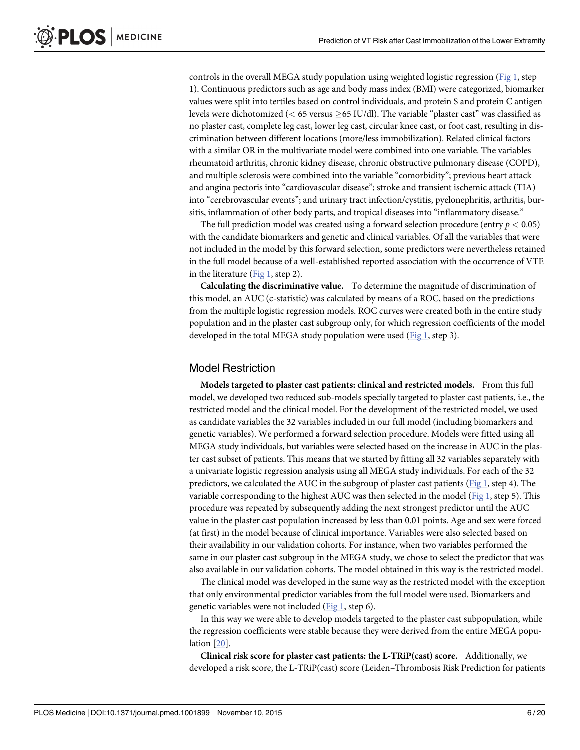controls in the overall MEGA study population using weighted logistic regression (Fig 1, step 1). Continuous predictors such as age and body mass index (BMI) were categorized, biomarker values were split into tertiles based on control individuals, and protein S and protein C antigen levels were dichotomized ($< 65$ versus $\geq 65$ IU/dl). The variable "plaster cast" was classified as no plaster cast, complete leg cast, lower leg cast, circular knee cast, or foot cast, resulting in discrimination between different locations (more/less immobilization). Related clinical factors with a similar OR in the multivariate model were combined into one variable. The variables rheumatoid arthritis, chronic kidney disease, chronic obstructive pulmonary disease (COPD), and multiple sclerosis were combined into the variable "comorbidity"; previous heart attack and angina pectoris into "cardiovascular disease"; stroke and transient ischemic attack (TIA) into "cerebrovascular events"; and urinary tract infection/cystitis, pyelonephritis, arthritis, bursitis, inflammation of other body parts, and tropical diseases into "inflammatory disease."

The full prediction model was created using a forward selection procedure (entry $p < 0.05$) with the candidate biomarkers and genetic and clinical variables. Of all the variables that were not included in the model by this forward selection, some predictors were nevertheless retained in the full model because of a well-established reported association with the occurrence of VTE in the literature (Fig 1, step 2).

**Calculating the discriminative value.** To determine the magnitude of discrimination of this model, an AUC (c-statistic) was calculated by means of a ROC, based on the predictions from the multiple logistic regression models. ROC curves were created both in the entire study population and in the plaster cast subgroup only, for which regression coefficients of the model developed in the total MEGA study population were used (Fig 1, step 3).

## Model Restriction

**Models targeted to plaster cast patients: clinical and restricted models.** From this full model, we developed two reduced sub-models specially targeted to plaster cast patients, i.e., the restricted model and the clinical model. For the development of the restricted model, we used as candidate variables the 32 variables included in our full model (including biomarkers and genetic variables). We performed a forward selection procedure. Models were fitted using all MEGA study individuals, but variables were selected based on the increase in AUC in the plaster cast subset of patients. This means that we started by fitting all 32 variables separately with a univariate logistic regression analysis using all MEGA study individuals. For each of the 32 predictors, we calculated the AUC in the subgroup of plaster cast patients (Fig 1, step 4). The variable corresponding to the highest AUC was then selected in the model (Fig 1, step 5). This procedure was repeated by subsequently adding the next strongest predictor until the AUC value in the plaster cast population increased by less than 0.01 points. Age and sex were forced (at first) in the model because of clinical importance. Variables were also selected based on their availability in our validation cohorts. For instance, when two variables performed the same in our plaster cast subgroup in the MEGA study, we chose to select the predictor that was also available in our validation cohorts. The model obtained in this way is the restricted model.

The clinical model was developed in the same way as the restricted model with the exception that only environmental predictor variables from the full model were used. Biomarkers and genetic variables were not included (Fig 1, step 6).

In this way we were able to develop models targeted to the plaster cast subpopulation, while the regression coefficients were stable because they were derived from the entire MEGA population [20].

**Clinical risk score for plaster cast patients: the L-TRiP(cast) score.** Additionally, we developed a risk score, the L-TRiP(cast) score (Leiden–Thrombosis Risk Prediction for patients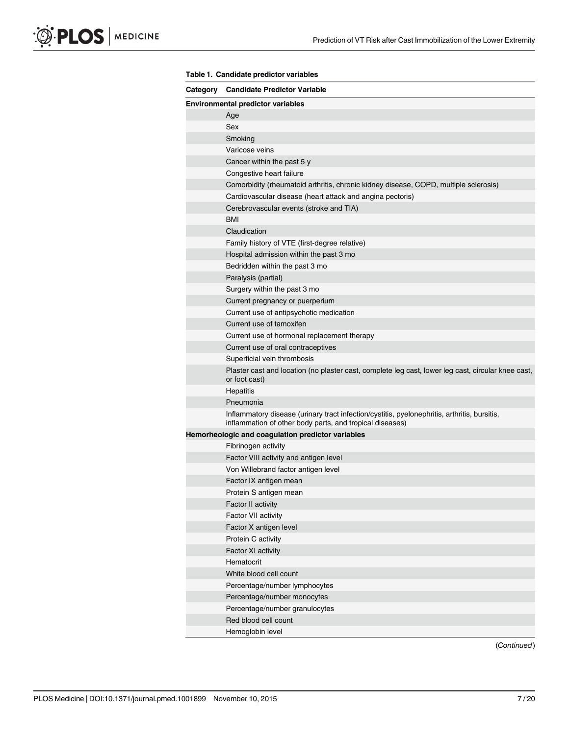**Table 1. Candidate predictor variables**

| Category | Candidate Predictor Variable |
|---|---|
| **Environmental predictor variables** | |
| | Age |
| | Sex |
| | Smoking |
| | Varicose veins |
| | Cancer within the past 5 y |
| | Congestive heart failure |
| | Comorbidity (rheumatoid arthritis, chronic kidney disease, COPD, multiple sclerosis) |
| | Cardiovascular disease (heart attack and angina pectoris) |
| | Cerebrovascular events (stroke and TIA) |
| | BMI |
| | Claudication |
| | Family history of VTE (first-degree relative) |
| | Hospital admission within the past 3 mo |
| | Bedridden within the past 3 mo |
| | Paralysis (partial) |
| | Surgery within the past 3 mo |
| | Current pregnancy or puerperium |
| | Current use of antipsychotic medication |
| | Current use of tamoxifen |
| | Current use of hormonal replacement therapy |
| | Current use of oral contraceptives |
| | Superficial vein thrombosis |
| | Plaster cast and location (no plaster cast, complete leg cast, lower leg cast, circular knee cast, or foot cast) |
| | Hepatitis |
| | Pneumonia |
| | Inflammatory disease (urinary tract infection/cystitis, pyelonephritis, arthritis, bursitis, inflammation of other body parts, and tropical diseases) |
| **Hemorheologic and coagulation predictor variables** | |
| | Fibrinogen activity |
| | Factor VIII activity and antigen level |
| | Von Willebrand factor antigen level |
| | Factor IX antigen mean |
| | Protein S antigen mean |
| | Factor II activity |
| | Factor VII activity |
| | Factor X antigen level |
| | Protein C activity |
| | Factor XI activity |
| | Hematocrit |
| | White blood cell count |
| | Percentage/number lymphocytes |
| | Percentage/number monocytes |
| | Percentage/number granulocytes |
| | Red blood cell count |
| | Hemoglobin level |

(*Continued*)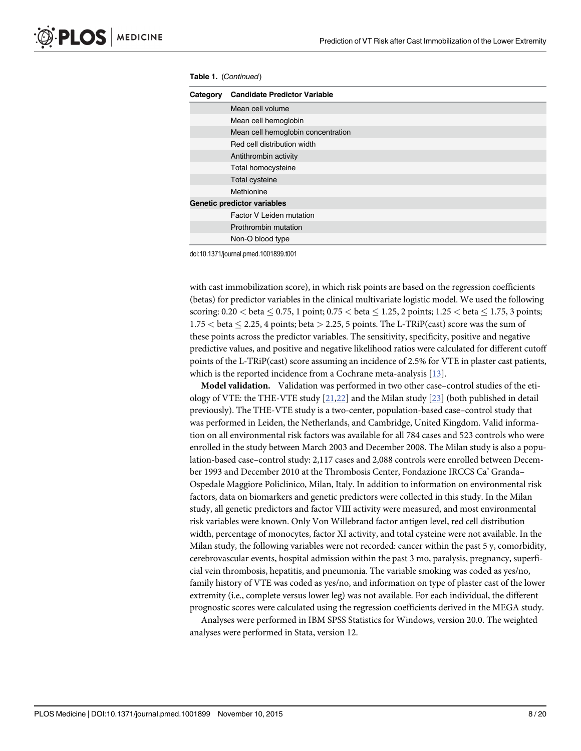**Table 1.** (*Continued*)

| Category | Candidate Predictor Variable |
|---|---|
| | Mean cell volume |
| | Mean cell hemoglobin |
| | Mean cell hemoglobin concentration |
| | Red cell distribution width |
| | Antithrombin activity |
| | Total homocysteine |
| | Total cysteine |
| | Methionine |
| **Genetic predictor variables** | |
| | Factor V Leiden mutation |
| | Prothrombin mutation |
| | Non-O blood type |

doi:10.1371/journal.pmed.1001899.t001

with cast immobilization score), in which risk points are based on the regression coefficients (betas) for predictor variables in the clinical multivariate logistic model. We used the following scoring: $0.20 < \text{beta} \leq 0.75$, 1 point; $0.75 < \text{beta} \leq 1.25$, 2 points; $1.25 < \text{beta} \leq 1.75$, 3 points; $1.75 < \text{beta} \leq 2.25$, 4 points; $\text{beta} > 2.25$, 5 points. The L-TRiP(cast) score was the sum of these points across the predictor variables. The sensitivity, specificity, positive and negative predictive values, and positive and negative likelihood ratios were calculated for different cutoff points of the L-TRiP(cast) score assuming an incidence of 2.5% for VTE in plaster cast patients, which is the reported incidence from a Cochrane meta-analysis [13].

**Model validation.** Validation was performed in two other case–control studies of the etiology of VTE: the THE-VTE study [21,22] and the Milan study [23] (both published in detail previously). The THE-VTE study is a two-center, population-based case–control study that was performed in Leiden, the Netherlands, and Cambridge, United Kingdom. Valid information on all environmental risk factors was available for all 784 cases and 523 controls who were enrolled in the study between March 2003 and December 2008. The Milan study is also a population-based case–control study: 2,117 cases and 2,088 controls were enrolled between December 1993 and December 2010 at the Thrombosis Center, Fondazione IRCCS Ca' Granda–Ospedale Maggiore Policlinico, Milan, Italy. In addition to information on environmental risk factors, data on biomarkers and genetic predictors were collected in this study. In the Milan study, all genetic predictors and factor VIII activity were measured, and most environmental risk variables were known. Only Von Willebrand factor antigen level, red cell distribution width, percentage of monocytes, factor XI activity, and total cysteine were not available. In the Milan study, the following variables were not recorded: cancer within the past 5 y, comorbidity, cerebrovascular events, hospital admission within the past 3 mo, paralysis, pregnancy, superficial vein thrombosis, hepatitis, and pneumonia. The variable smoking was coded as yes/no, family history of VTE was coded as yes/no, and information on type of plaster cast of the lower extremity (i.e., complete versus lower leg) was not available. For each individual, the different prognostic scores were calculated using the regression coefficients derived in the MEGA study.

Analyses were performed in IBM SPSS Statistics for Windows, version 20.0. The weighted analyses were performed in Stata, version 12.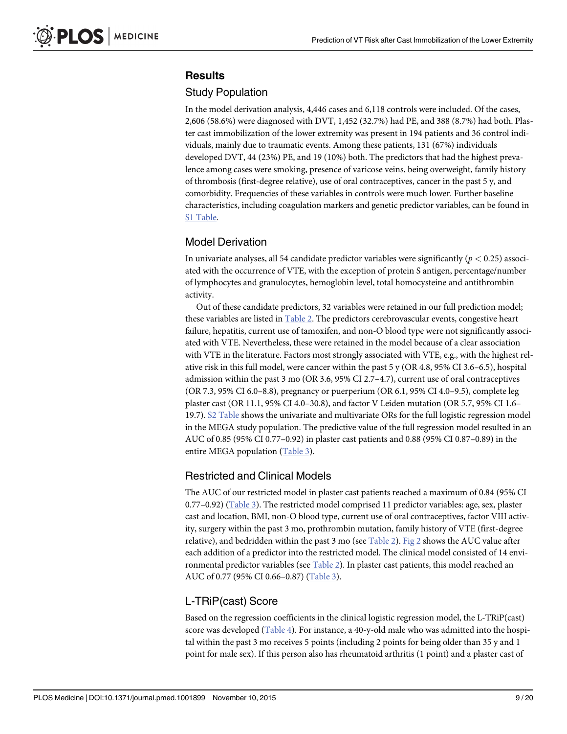## Results

### Study Population

In the model derivation analysis, 4,446 cases and 6,118 controls were included. Of the cases, 2,606 (58.6%) were diagnosed with DVT, 1,452 (32.7%) had PE, and 388 (8.7%) had both. Plaster cast immobilization of the lower extremity was present in 194 patients and 36 control individuals, mainly due to traumatic events. Among these patients, 131 (67%) individuals developed DVT, 44 (23%) PE, and 19 (10%) both. The predictors that had the highest prevalence among cases were smoking, presence of varicose veins, being overweight, family history of thrombosis (first-degree relative), use of oral contraceptives, cancer in the past 5 y, and comorbidity. Frequencies of these variables in controls were much lower. Further baseline characteristics, including coagulation markers and genetic predictor variables, can be found in S1 Table.

### Model Derivation

In univariate analyses, all 54 candidate predictor variables were significantly ($p < 0.25$) associated with the occurrence of VTE, with the exception of protein S antigen, percentage/number of lymphocytes and granulocytes, hemoglobin level, total homocysteine and antithrombin activity.

Out of these candidate predictors, 32 variables were retained in our full prediction model; these variables are listed in Table 2. The predictors cerebrovascular events, congestive heart failure, hepatitis, current use of tamoxifen, and non-O blood type were not significantly associated with VTE. Nevertheless, these were retained in the model because of a clear association with VTE in the literature. Factors most strongly associated with VTE, e.g., with the highest relative risk in this full model, were cancer within the past 5 y (OR 4.8, 95% CI 3.6–6.5), hospital admission within the past 3 mo (OR 3.6, 95% CI 2.7–4.7), current use of oral contraceptives (OR 7.3, 95% CI 6.0–8.8), pregnancy or puerperium (OR 6.1, 95% CI 4.0–9.5), complete leg plaster cast (OR 11.1, 95% CI 4.0–30.8), and factor V Leiden mutation (OR 5.7, 95% CI 1.6–19.7). S2 Table shows the univariate and multivariate ORs for the full logistic regression model in the MEGA study population. The predictive value of the full regression model resulted in an AUC of 0.85 (95% CI 0.77–0.92) in plaster cast patients and 0.88 (95% CI 0.87–0.89) in the entire MEGA population (Table 3).

### Restricted and Clinical Models

The AUC of our restricted model in plaster cast patients reached a maximum of 0.84 (95% CI 0.77–0.92) (Table 3). The restricted model comprised 11 predictor variables: age, sex, plaster cast and location, BMI, non-O blood type, current use of oral contraceptives, factor VIII activity, surgery within the past 3 mo, prothrombin mutation, family history of VTE (first-degree relative), and bedridden within the past 3 mo (see Table 2). Fig 2 shows the AUC value after each addition of a predictor into the restricted model. The clinical model consisted of 14 environmental predictor variables (see Table 2). In plaster cast patients, this model reached an AUC of 0.77 (95% CI 0.66–0.87) (Table 3).

### L-TRiP(cast) Score

Based on the regression coefficients in the clinical logistic regression model, the L-TRiP(cast) score was developed (Table 4). For instance, a 40-y-old male who was admitted into the hospital within the past 3 mo receives 5 points (including 2 points for being older than 35 y and 1 point for male sex). If this person also has rheumatoid arthritis (1 point) and a plaster cast of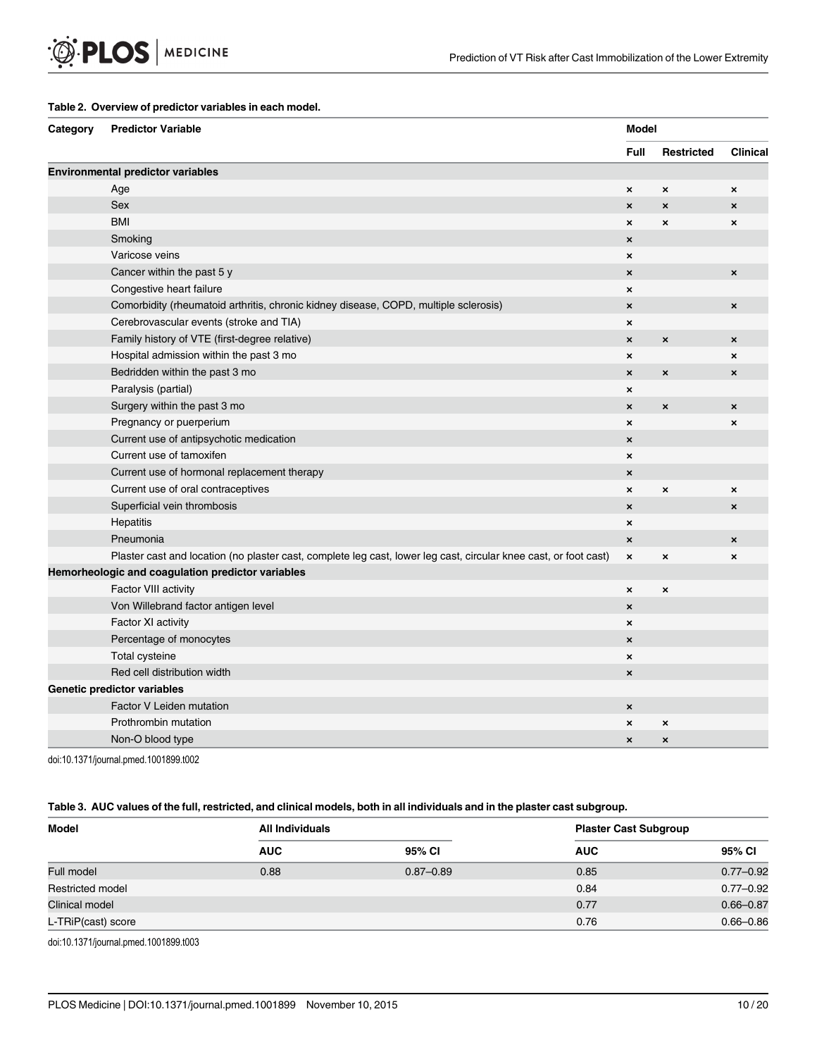**Table 2. Overview of predictor variables in each model.**

| Category | Predictor Variable | Model | | |
|---|---|---|---|---|
| | | Full | Restricted | Clinical |
| **Environmental predictor variables** | | | | |
| | Age | × | × | × |
| | Sex | × | × | × |
| | BMI | × | × | × |
| | Smoking | × | | |
| | Varicose veins | × | | |
| | Cancer within the past 5 y | × | | × |
| | Congestive heart failure | × | | |
| | Comorbidity (rheumatoid arthritis, chronic kidney disease, COPD, multiple sclerosis) | × | | × |
| | Cerebrovascular events (stroke and TIA) | × | | |
| | Family history of VTE (first-degree relative) | × | × | × |
| | Hospital admission within the past 3 mo | × | | × |
| | Bedridden within the past 3 mo | × | × | × |
| | Paralysis (partial) | × | | |
| | Surgery within the past 3 mo | × | × | × |
| | Pregnancy or puerperium | × | | × |
| | Current use of antipsychotic medication | × | | |
| | Current use of tamoxifen | × | | |
| | Current use of hormonal replacement therapy | × | | |
| | Current use of oral contraceptives | × | × | × |
| | Superficial vein thrombosis | × | | × |
| | Hepatitis | × | | |
| | Pneumonia | × | | × |
| | Plaster cast and location (no plaster cast, complete leg cast, lower leg cast, circular knee cast, or foot cast) | × | × | × |
| **Hemorheologic and coagulation predictor variables** | | | | |
| | Factor VIII activity | × | × | |
| | Von Willebrand factor antigen level | × | | |
| | Factor XI activity | × | | |
| | Percentage of monocytes | × | | |
| | Total cysteine | × | | |
| | Red cell distribution width | × | | |
| **Genetic predictor variables** | | | | |
| | Factor V Leiden mutation | × | | |
| | Prothrombin mutation | × | × | |
| | Non-O blood type | × | × | |

doi:10.1371/journal.pmed.1001899.t002

**Table 3. AUC values of the full, restricted, and clinical models, both in all individuals and in the plaster cast subgroup.**

| Model | All Individuals | | Plaster Cast Subgroup | |
|---|---|---|---|---|
| | AUC | 95% CI | AUC | 95% CI |
| Full model | 0.88 | 0.87–0.89 | 0.85 | 0.77–0.92 |
| Restricted model | | | 0.84 | 0.77–0.92 |
| Clinical model | | | 0.77 | 0.66–0.87 |
| L-TRiP(cast) score | | | 0.76 | 0.66–0.86 |

doi:10.1371/journal.pmed.1001899.t003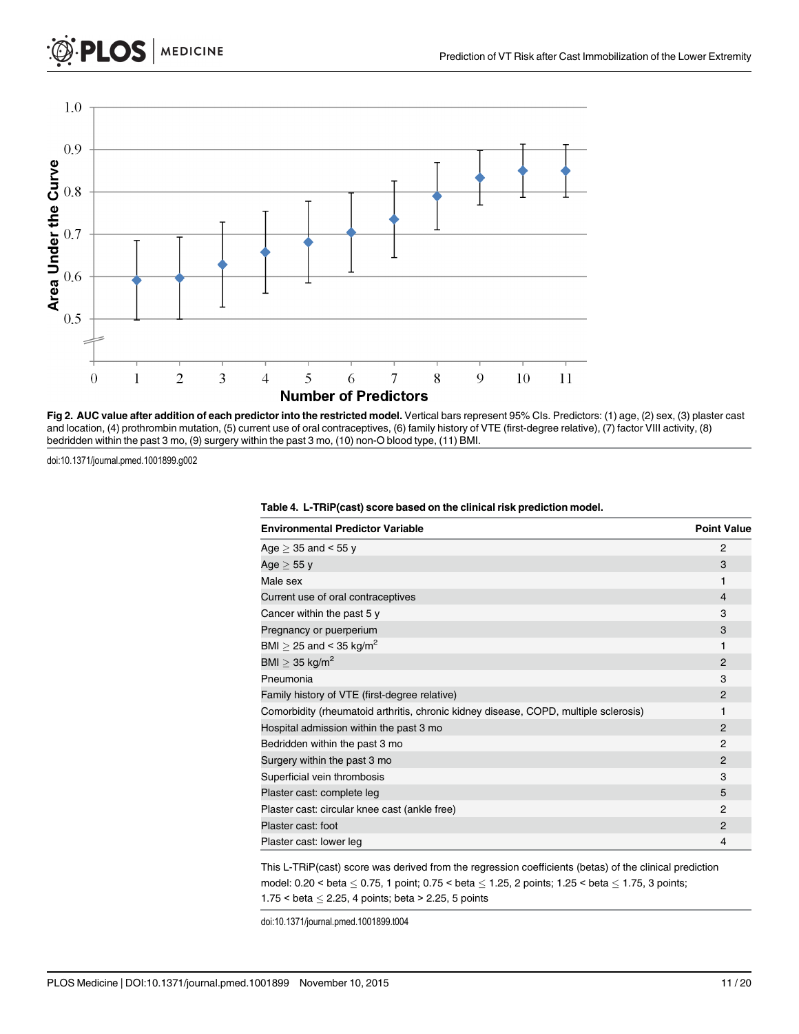**Fig 2. AUC value after addition of each predictor into the restricted model.** Vertical bars represent 95% CIs. Predictors: (1) age, (2) sex, (3) plaster cast and location, (4) prothrombin mutation, (5) current use of oral contraceptives, (6) family history of VTE (first-degree relative), (7) factor VIII activity, (8) bedridden within the past 3 mo, (9) surgery within the past 3 mo, (10) non-O blood type, (11) BMI.

doi:10.1371/journal.pmed.1001899.g002

**Table 4. L-TRiP(cast) score based on the clinical risk prediction model.**

| Environmental Predictor Variable | Point Value |
|---|---|
| Age ≥ 35 and < 55 y | 2 |
| Age ≥ 55 y | 3 |
| Male sex | 1 |
| Current use of oral contraceptives | 4 |
| Cancer within the past 5 y | 3 |
| Pregnancy or puerperium | 3 |
| BMI ≥ 25 and < 35 kg/m$^2$ | 1 |
| BMI ≥ 35 kg/m$^2$ | 2 |
| Pneumonia | 3 |
| Family history of VTE (first-degree relative) | 2 |
| Comorbidity (rheumatoid arthritis, chronic kidney disease, COPD, multiple sclerosis) | 1 |
| Hospital admission within the past 3 mo | 2 |
| Bedridden within the past 3 mo | 2 |
| Surgery within the past 3 mo | 2 |
| Superficial vein thrombosis | 3 |
| Plaster cast: complete leg | 5 |
| Plaster cast: circular knee cast (ankle free) | 2 |
| Plaster cast: foot | 2 |
| Plaster cast: lower leg | 4 |

This L-TRiP(cast) score was derived from the regression coefficients (betas) of the clinical prediction model: 0.20 < beta ≤ 0.75, 1 point; 0.75 < beta ≤ 1.25, 2 points; 1.25 < beta ≤ 1.75, 3 points; 1.75 < beta ≤ 2.25, 4 points; beta > 2.25, 5 points

doi:10.1371/journal.pmed.1001899.t004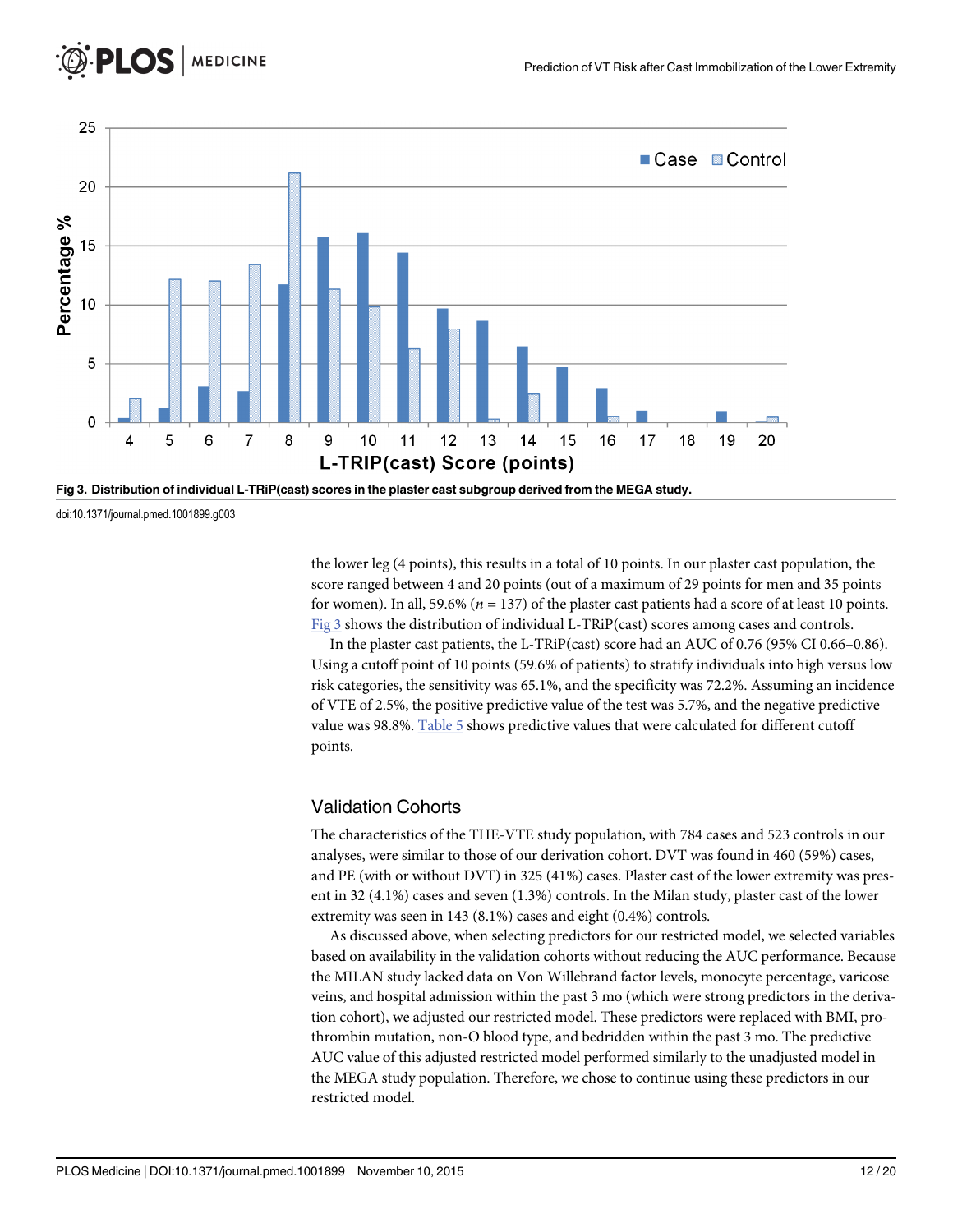Fig 3. Distribution of individual L-TRiP(cast) scores in the plaster cast subgroup derived from the MEGA study.

doi:10.1371/journal.pmed.1001899.g003

the lower leg (4 points), this results in a total of 10 points. In our plaster cast population, the score ranged between 4 and 20 points (out of a maximum of 29 points for men and 35 points for women). In all, 59.6% ($n = 137$) of the plaster cast patients had a score of at least 10 points. Fig 3 shows the distribution of individual L-TRiP(cast) scores among cases and controls.

In the plaster cast patients, the L-TRiP(cast) score had an AUC of 0.76 (95% CI 0.66–0.86). Using a cutoff point of 10 points (59.6% of patients) to stratify individuals into high versus low risk categories, the sensitivity was 65.1%, and the specificity was 72.2%. Assuming an incidence of VTE of 2.5%, the positive predictive value of the test was 5.7%, and the negative predictive value was 98.8%. Table 5 shows predictive values that were calculated for different cutoff points.

## Validation Cohorts

The characteristics of the THE-VTE study population, with 784 cases and 523 controls in our analyses, were similar to those of our derivation cohort. DVT was found in 460 (59%) cases, and PE (with or without DVT) in 325 (41%) cases. Plaster cast of the lower extremity was present in 32 (4.1%) cases and seven (1.3%) controls. In the Milan study, plaster cast of the lower extremity was seen in 143 (8.1%) cases and eight (0.4%) controls.

As discussed above, when selecting predictors for our restricted model, we selected variables based on availability in the validation cohorts without reducing the AUC performance. Because the MILAN study lacked data on Von Willebrand factor levels, monocyte percentage, varicose veins, and hospital admission within the past 3 mo (which were strong predictors in the derivation cohort), we adjusted our restricted model. These predictors were replaced with BMI, prothrombin mutation, non-O blood type, and bedridden within the past 3 mo. The predictive AUC value of this adjusted restricted model performed similarly to the unadjusted model in the MEGA study population. Therefore, we chose to continue using these predictors in our restricted model.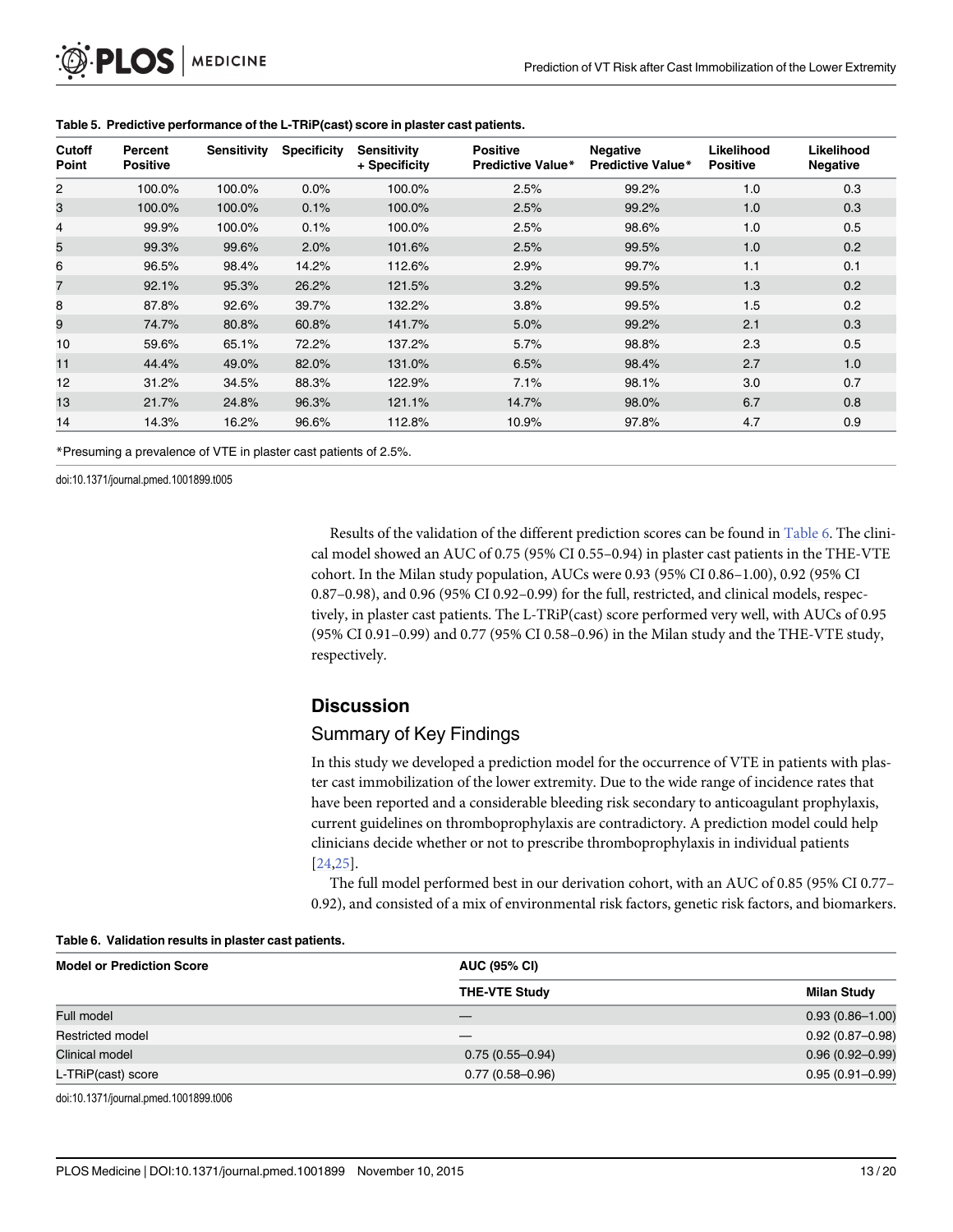**Table 5. Predictive performance of the L-TRiP(cast) score in plaster cast patients.**

| Cutoff Point | Percent Positive | Sensitivity | Specificity | Sensitivity + Specificity | Positive Predictive Value* | Negative Predictive Value* | Likelihood Positive | Likelihood Negative |
|---|---|---|---|---|---|---|---|---|
| 2 | 100.0% | 100.0% | 0.0% | 100.0% | 2.5% | 99.2% | 1.0 | 0.3 |
| 3 | 100.0% | 100.0% | 0.1% | 100.0% | 2.5% | 99.2% | 1.0 | 0.3 |
| 4 | 99.9% | 100.0% | 0.1% | 100.0% | 2.5% | 98.6% | 1.0 | 0.5 |
| 5 | 99.3% | 99.6% | 2.0% | 101.6% | 2.5% | 99.5% | 1.0 | 0.2 |
| 6 | 96.5% | 98.4% | 14.2% | 112.6% | 2.9% | 99.7% | 1.1 | 0.1 |
| 7 | 92.1% | 95.3% | 26.2% | 121.5% | 3.2% | 99.5% | 1.3 | 0.2 |
| 8 | 87.8% | 92.6% | 39.7% | 132.2% | 3.8% | 99.5% | 1.5 | 0.2 |
| 9 | 74.7% | 80.8% | 60.8% | 141.7% | 5.0% | 99.2% | 2.1 | 0.3 |
| 10 | 59.6% | 65.1% | 72.2% | 137.2% | 5.7% | 98.8% | 2.3 | 0.5 |
| 11 | 44.4% | 49.0% | 82.0% | 131.0% | 6.5% | 98.4% | 2.7 | 1.0 |
| 12 | 31.2% | 34.5% | 88.3% | 122.9% | 7.1% | 98.1% | 3.0 | 0.7 |
| 13 | 21.7% | 24.8% | 96.3% | 121.1% | 14.7% | 98.0% | 6.7 | 0.8 |
| 14 | 14.3% | 16.2% | 96.6% | 112.8% | 10.9% | 97.8% | 4.7 | 0.9 |

*Presuming a prevalence of VTE in plaster cast patients of 2.5%.

doi:10.1371/journal.pmed.1001899.t005

Results of the validation of the different prediction scores can be found in Table 6. The clinical model showed an AUC of 0.75 (95% CI 0.55–0.94) in plaster cast patients in the THE-VTE cohort. In the Milan study population, AUCs were 0.93 (95% CI 0.86–1.00), 0.92 (95% CI 0.87–0.98), and 0.96 (95% CI 0.92–0.99) for the full, restricted, and clinical models, respectively, in plaster cast patients. The L-TRiP(cast) score performed very well, with AUCs of 0.95 (95% CI 0.91–0.99) and 0.77 (95% CI 0.58–0.96) in the Milan study and the THE-VTE study, respectively.

## Discussion

### Summary of Key Findings

In this study we developed a prediction model for the occurrence of VTE in patients with plaster cast immobilization of the lower extremity. Due to the wide range of incidence rates that have been reported and a considerable bleeding risk secondary to anticoagulant prophylaxis, current guidelines on thromboprophylaxis are contradictory. A prediction model could help clinicians decide whether or not to prescribe thromboprophylaxis in individual patients [24,25].

The full model performed best in our derivation cohort, with an AUC of 0.85 (95% CI 0.77–0.92), and consisted of a mix of environmental risk factors, genetic risk factors, and biomarkers.

**Table 6. Validation results in plaster cast patients.**

| Model or Prediction Score | AUC (95% CI) | |
|---|---|---|
| | THE-VTE Study | Milan Study |
| Full model | — | 0.93 (0.86–1.00) |
| Restricted model | — | 0.92 (0.87–0.98) |
| Clinical model | 0.75 (0.55–0.94) | 0.96 (0.92–0.99) |
| L-TRiP(cast) score | 0.77 (0.58–0.96) | 0.95 (0.91–0.99) |

doi:10.1371/journal.pmed.1001899.t006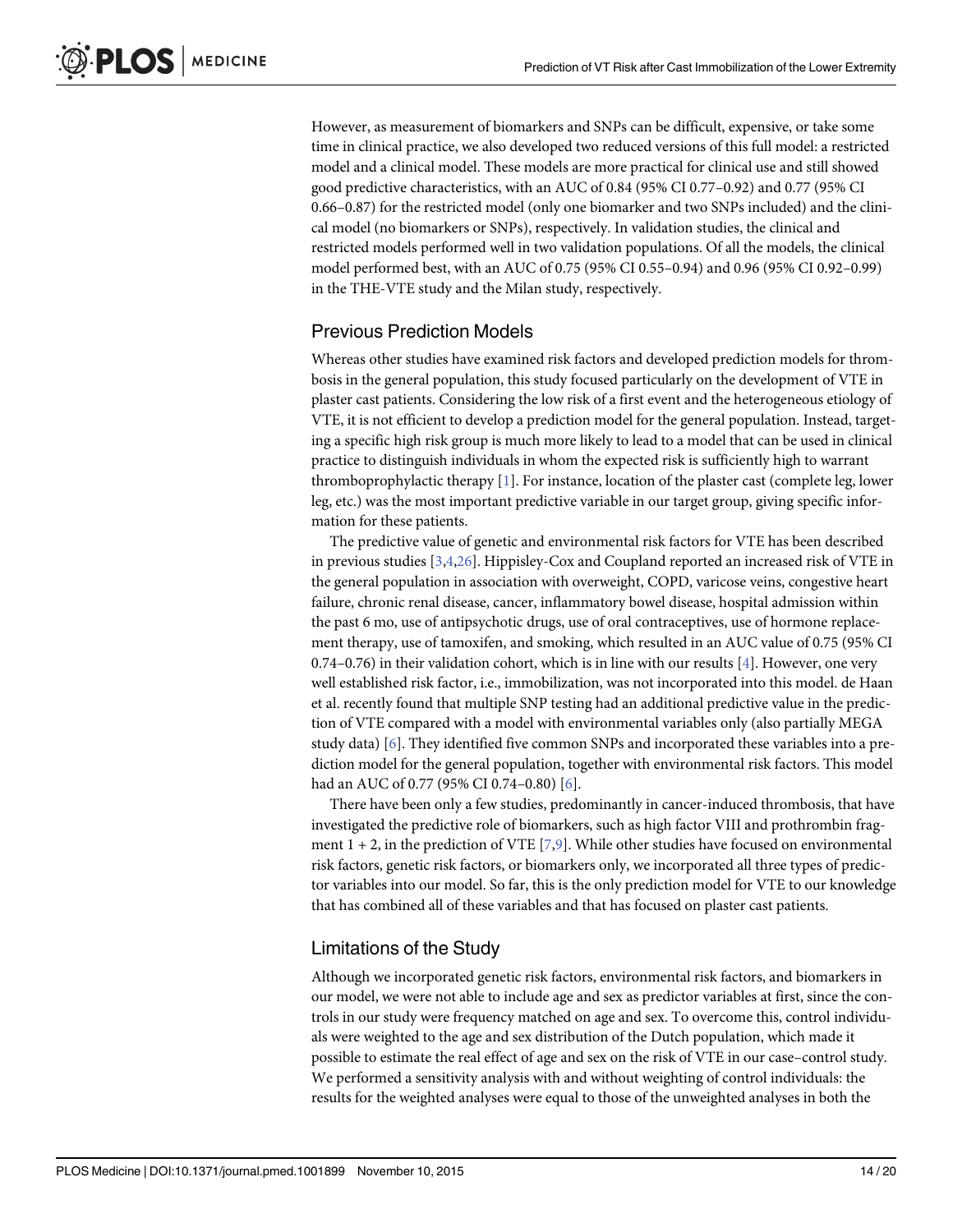However, as measurement of biomarkers and SNPs can be difficult, expensive, or take some time in clinical practice, we also developed two reduced versions of this full model: a restricted model and a clinical model. These models are more practical for clinical use and still showed good predictive characteristics, with an AUC of 0.84 (95% CI 0.77–0.92) and 0.77 (95% CI 0.66–0.87) for the restricted model (only one biomarker and two SNPs included) and the clinical model (no biomarkers or SNPs), respectively. In validation studies, the clinical and restricted models performed well in two validation populations. Of all the models, the clinical model performed best, with an AUC of 0.75 (95% CI 0.55–0.94) and 0.96 (95% CI 0.92–0.99) in the THE-VTE study and the Milan study, respectively.

## Previous Prediction Models

Whereas other studies have examined risk factors and developed prediction models for thrombosis in the general population, this study focused particularly on the development of VTE in plaster cast patients. Considering the low risk of a first event and the heterogeneous etiology of VTE, it is not efficient to develop a prediction model for the general population. Instead, targeting a specific high risk group is much more likely to lead to a model that can be used in clinical practice to distinguish individuals in whom the expected risk is sufficiently high to warrant thromboprophylactic therapy [1]. For instance, location of the plaster cast (complete leg, lower leg, etc.) was the most important predictive variable in our target group, giving specific information for these patients.

The predictive value of genetic and environmental risk factors for VTE has been described in previous studies [3,4,26]. Hippisley-Cox and Coupland reported an increased risk of VTE in the general population in association with overweight, COPD, varicose veins, congestive heart failure, chronic renal disease, cancer, inflammatory bowel disease, hospital admission within the past 6 mo, use of antipsychotic drugs, use of oral contraceptives, use of hormone replacement therapy, use of tamoxifen, and smoking, which resulted in an AUC value of 0.75 (95% CI 0.74–0.76) in their validation cohort, which is in line with our results [4]. However, one very well established risk factor, i.e., immobilization, was not incorporated into this model. de Haan et al. recently found that multiple SNP testing had an additional predictive value in the prediction of VTE compared with a model with environmental variables only (also partially MEGA study data) [6]. They identified five common SNPs and incorporated these variables into a prediction model for the general population, together with environmental risk factors. This model had an AUC of 0.77 (95% CI 0.74–0.80) [6].

There have been only a few studies, predominantly in cancer-induced thrombosis, that have investigated the predictive role of biomarkers, such as high factor VIII and prothrombin fragment 1 + 2, in the prediction of VTE [7,9]. While other studies have focused on environmental risk factors, genetic risk factors, or biomarkers only, we incorporated all three types of predictor variables into our model. So far, this is the only prediction model for VTE to our knowledge that has combined all of these variables and that has focused on plaster cast patients.

## Limitations of the Study

Although we incorporated genetic risk factors, environmental risk factors, and biomarkers in our model, we were not able to include age and sex as predictor variables at first, since the controls in our study were frequency matched on age and sex. To overcome this, control individuals were weighted to the age and sex distribution of the Dutch population, which made it possible to estimate the real effect of age and sex on the risk of VTE in our case–control study. We performed a sensitivity analysis with and without weighting of control individuals: the results for the weighted analyses were equal to those of the unweighted analyses in both the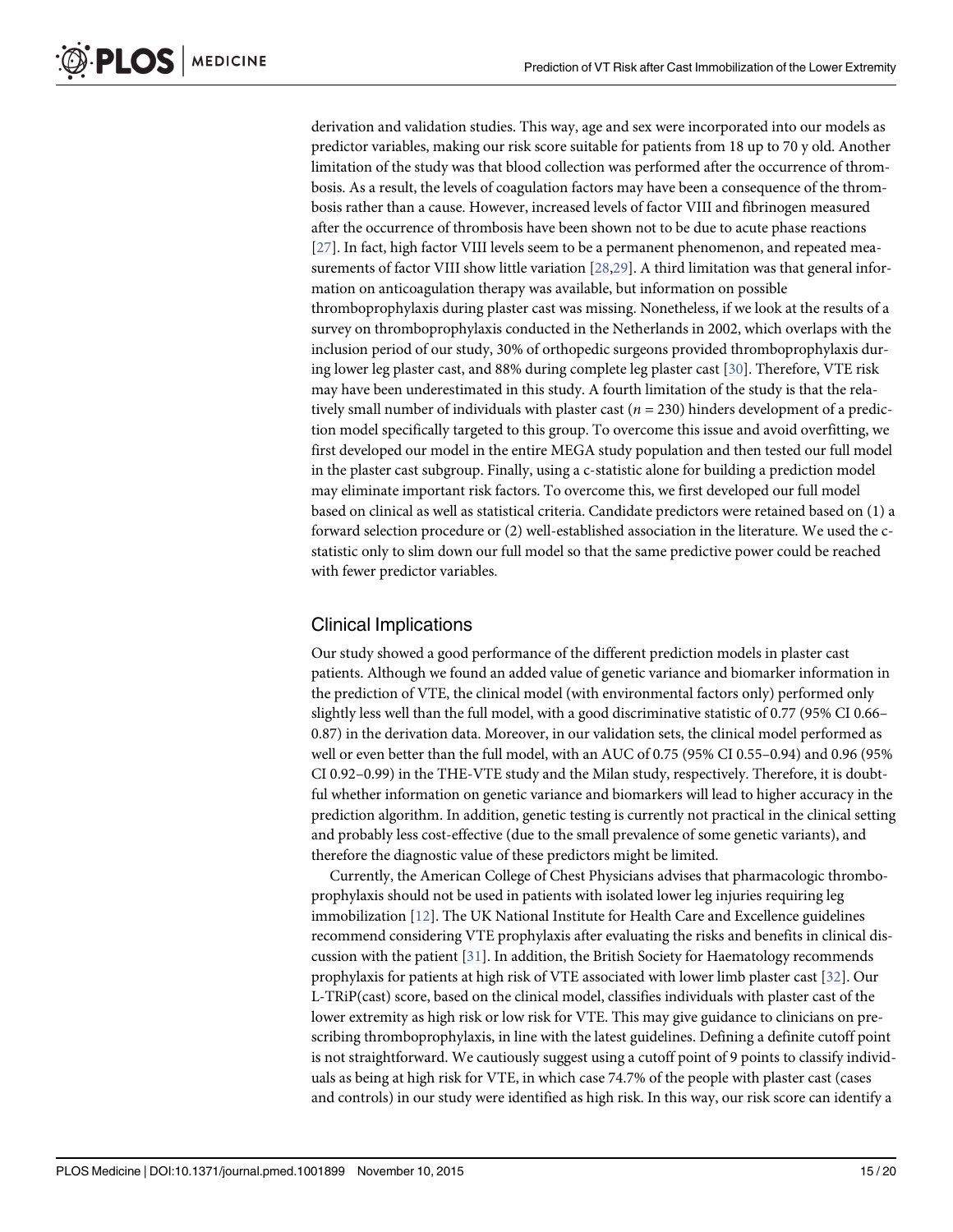derivation and validation studies. This way, age and sex were incorporated into our models as predictor variables, making our risk score suitable for patients from 18 up to 70 y old. Another limitation of the study was that blood collection was performed after the occurrence of thrombosis. As a result, the levels of coagulation factors may have been a consequence of the thrombosis rather than a cause. However, increased levels of factor VIII and fibrinogen measured after the occurrence of thrombosis have been shown not to be due to acute phase reactions [27]. In fact, high factor VIII levels seem to be a permanent phenomenon, and repeated measurements of factor VIII show little variation [28,29]. A third limitation was that general information on anticoagulation therapy was available, but information on possible thromboprophylaxis during plaster cast was missing. Nonetheless, if we look at the results of a survey on thromboprophylaxis conducted in the Netherlands in 2002, which overlaps with the inclusion period of our study, 30% of orthopedic surgeons provided thromboprophylaxis during lower leg plaster cast, and 88% during complete leg plaster cast [30]. Therefore, VTE risk may have been underestimated in this study. A fourth limitation of the study is that the relatively small number of individuals with plaster cast ($n = 230$) hinders development of a prediction model specifically targeted to this group. To overcome this issue and avoid overfitting, we first developed our model in the entire MEGA study population and then tested our full model in the plaster cast subgroup. Finally, using a c-statistic alone for building a prediction model may eliminate important risk factors. To overcome this, we first developed our full model based on clinical as well as statistical criteria. Candidate predictors were retained based on (1) a forward selection procedure or (2) well-established association in the literature. We used the c-statistic only to slim down our full model so that the same predictive power could be reached with fewer predictor variables.

## Clinical Implications

Our study showed a good performance of the different prediction models in plaster cast patients. Although we found an added value of genetic variance and biomarker information in the prediction of VTE, the clinical model (with environmental factors only) performed only slightly less well than the full model, with a good discriminative statistic of 0.77 (95% CI 0.66–0.87) in the derivation data. Moreover, in our validation sets, the clinical model performed as well or even better than the full model, with an AUC of 0.75 (95% CI 0.55–0.94) and 0.96 (95% CI 0.92–0.99) in the THE-VTE study and the Milan study, respectively. Therefore, it is doubtful whether information on genetic variance and biomarkers will lead to higher accuracy in the prediction algorithm. In addition, genetic testing is currently not practical in the clinical setting and probably less cost-effective (due to the small prevalence of some genetic variants), and therefore the diagnostic value of these predictors might be limited.

Currently, the American College of Chest Physicians advises that pharmacologic thromboprophylaxis should not be used in patients with isolated lower leg injuries requiring leg immobilization [12]. The UK National Institute for Health Care and Excellence guidelines recommend considering VTE prophylaxis after evaluating the risks and benefits in clinical discussion with the patient [31]. In addition, the British Society for Haematology recommends prophylaxis for patients at high risk of VTE associated with lower limb plaster cast [32]. Our L-TRiP(cast) score, based on the clinical model, classifies individuals with plaster cast of the lower extremity as high risk or low risk for VTE. This may give guidance to clinicians on prescribing thromboprophylaxis, in line with the latest guidelines. Defining a definite cutoff point is not straightforward. We cautiously suggest using a cutoff point of 9 points to classify individuals as being at high risk for VTE, in which case 74.7% of the people with plaster cast (cases and controls) in our study were identified as high risk. In this way, our risk score can identify a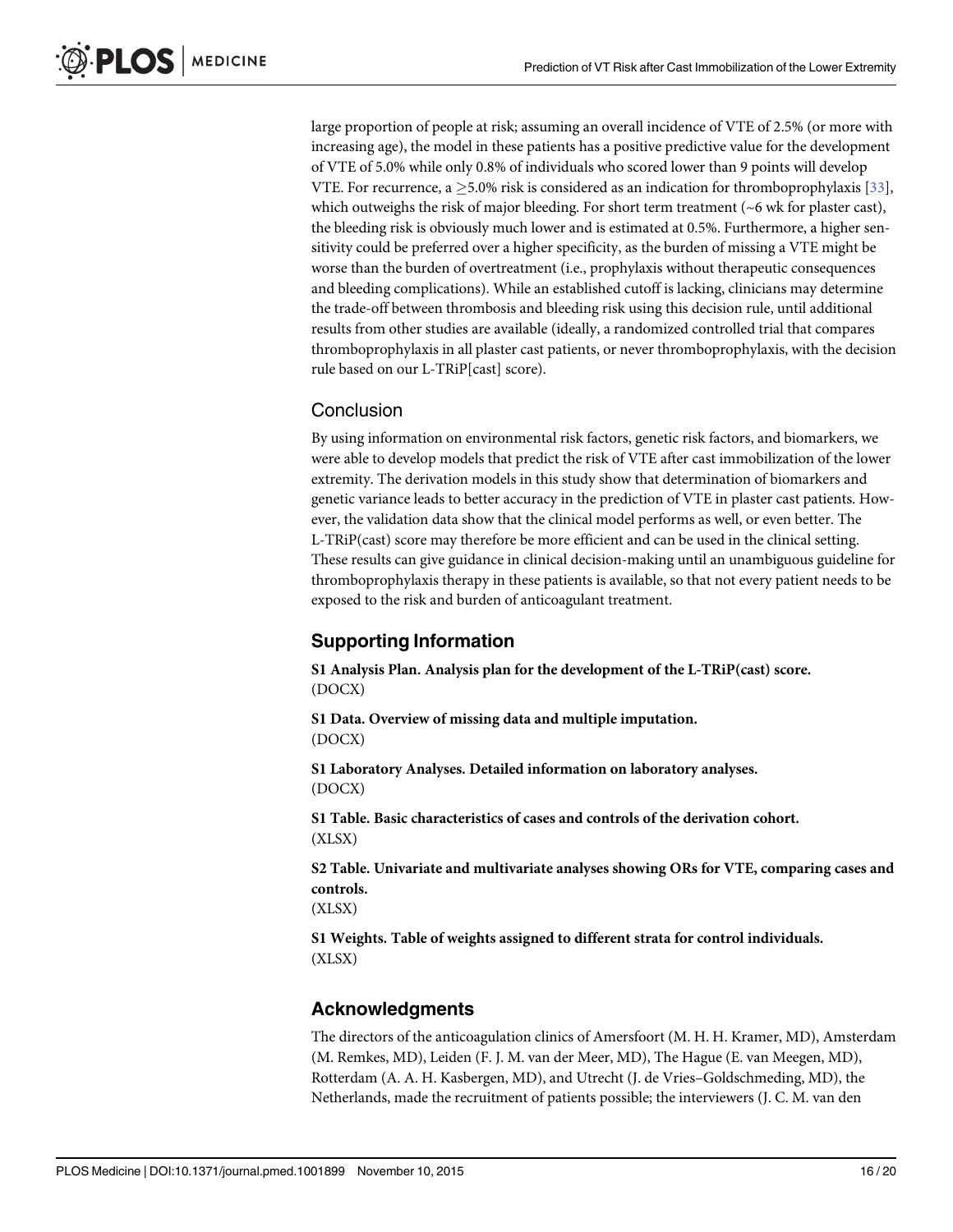large proportion of people at risk; assuming an overall incidence of VTE of 2.5% (or more with increasing age), the model in these patients has a positive predictive value for the development of VTE of 5.0% while only 0.8% of individuals who scored lower than 9 points will develop VTE. For recurrence, a $\geq$5.0% risk is considered as an indication for thromboprophylaxis [33], which outweighs the risk of major bleeding. For short term treatment (~6 wk for plaster cast), the bleeding risk is obviously much lower and is estimated at 0.5%. Furthermore, a higher sensitivity could be preferred over a higher specificity, as the burden of missing a VTE might be worse than the burden of overtreatment (i.e., prophylaxis without therapeutic consequences and bleeding complications). While an established cutoff is lacking, clinicians may determine the trade-off between thrombosis and bleeding risk using this decision rule, until additional results from other studies are available (ideally, a randomized controlled trial that compares thromboprophylaxis in all plaster cast patients, or never thromboprophylaxis, with the decision rule based on our L-TRiP[cast] score).

## Conclusion

By using information on environmental risk factors, genetic risk factors, and biomarkers, we were able to develop models that predict the risk of VTE after cast immobilization of the lower extremity. The derivation models in this study show that determination of biomarkers and genetic variance leads to better accuracy in the prediction of VTE in plaster cast patients. However, the validation data show that the clinical model performs as well, or even better. The L-TRiP(cast) score may therefore be more efficient and can be used in the clinical setting. These results can give guidance in clinical decision-making until an unambiguous guideline for thromboprophylaxis therapy in these patients is available, so that not every patient needs to be exposed to the risk and burden of anticoagulant treatment.

## Supporting Information

**S1 Analysis Plan. Analysis plan for the development of the L-TRiP(cast) score.**
(DOCX)

**S1 Data. Overview of missing data and multiple imputation.**
(DOCX)

**S1 Laboratory Analyses. Detailed information on laboratory analyses.**
(DOCX)

**S1 Table. Basic characteristics of cases and controls of the derivation cohort.**
(XLSX)

**S2 Table. Univariate and multivariate analyses showing ORs for VTE, comparing cases and controls.**
(XLSX)

**S1 Weights. Table of weights assigned to different strata for control individuals.**
(XLSX)

## Acknowledgments

The directors of the anticoagulation clinics of Amersfoort (M. H. H. Kramer, MD), Amsterdam (M. Remkes, MD), Leiden (F. J. M. van der Meer, MD), The Hague (E. van Meegen, MD), Rotterdam (A. A. H. Kasbergen, MD), and Utrecht (J. de Vries–Goldschmeding, MD), the Netherlands, made the recruitment of patients possible; the interviewers (J. C. M. van den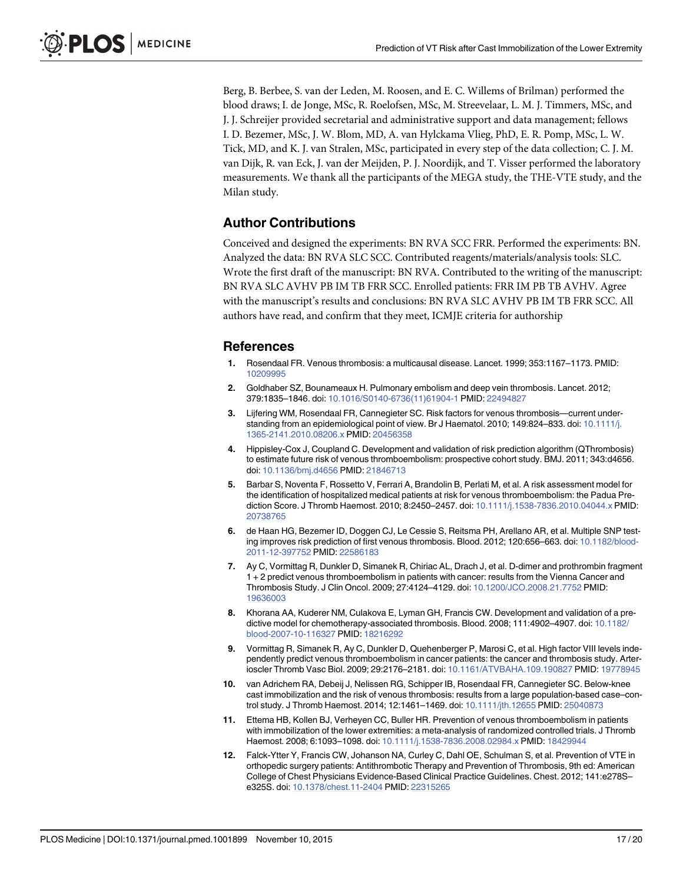Berg, B. Berbee, S. van der Leden, M. Roosen, and E. C. Willems of Brilman) performed the blood draws; I. de Jonge, MSc, R. Roelofsen, MSc, M. Streevelaar, L. M. J. Timmers, MSc, and J. J. Schreijer provided secretarial and administrative support and data management; fellows I. D. Bezemer, MSc, J. W. Blom, MD, A. van Hylckama Vlieg, PhD, E. R. Pomp, MSc, L. W. Tick, MD, and K. J. van Stralen, MSc, participated in every step of the data collection; C. J. M. van Dijk, R. van Eck, J. van der Meijden, P. J. Noordijk, and T. Visser performed the laboratory measurements. We thank all the participants of the MEGA study, the THE-VTE study, and the Milan study.

## Author Contributions

Conceived and designed the experiments: BN RVA SCC FRR. Performed the experiments: BN. Analyzed the data: BN RVA SLC SCC. Contributed reagents/materials/analysis tools: SLC. Wrote the first draft of the manuscript: BN RVA. Contributed to the writing of the manuscript: BN RVA SLC AVHV PB IM TB FRR SCC. Enrolled patients: FRR IM PB TB AVHV. Agree with the manuscript's results and conclusions: BN RVA SLC AVHV PB IM TB FRR SCC. All authors have read, and confirm that they meet, ICMJE criteria for authorship

## References

1. Rosendaal FR. Venous thrombosis: a multicausal disease. Lancet. 1999; 353:1167–1173. PMID: 10209995
2. Goldhaber SZ, Bounameaux H. Pulmonary embolism and deep vein thrombosis. Lancet. 2012; 379:1835–1846. doi: 10.1016/S0140-6736(11)61904-1 PMID: 22494827
3. Lijfering WM, Rosendaal FR, Cannegieter SC. Risk factors for venous thrombosis—current understanding from an epidemiological point of view. Br J Haematol. 2010; 149:824–833. doi: 10.1111/j.1365-2141.2010.08206.x PMID: 20456358
4. Hippisley-Cox J, Coupland C. Development and validation of risk prediction algorithm (QThrombosis) to estimate future risk of venous thromboembolism: prospective cohort study. BMJ. 2011; 343:d4656. doi: 10.1136/bmj.d4656 PMID: 21846713
5. Barbar S, Noventa F, Rossetto V, Ferrari A, Brandolin B, Perlati M, et al. A risk assessment model for the identification of hospitalized medical patients at risk for venous thromboembolism: the Padua Prediction Score. J Thromb Haemost. 2010; 8:2450–2457. doi: 10.1111/j.1538-7836.2010.04044.x PMID: 20738765
6. de Haan HG, Bezemer ID, Doggen CJ, Le Cessie S, Reitsma PH, Arellano AR, et al. Multiple SNP testing improves risk prediction of first venous thrombosis. Blood. 2012; 120:656–663. doi: 10.1182/blood-2011-12-397752 PMID: 22586183
7. Ay C, Vormittag R, Dunkler D, Simanek R, Chiriac AL, Drach J, et al. D-dimer and prothrombin fragment 1 + 2 predict venous thromboembolism in patients with cancer: results from the Vienna Cancer and Thrombosis Study. J Clin Oncol. 2009; 27:4124–4129. doi: 10.1200/JCO.2008.21.7752 PMID: 19636003
8. Khorana AA, Kuderer NM, Culakova E, Lyman GH, Francis CW. Development and validation of a predictive model for chemotherapy-associated thrombosis. Blood. 2008; 111:4902–4907. doi: 10.1182/blood-2007-10-116327 PMID: 18216292
9. Vormittag R, Simanek R, Ay C, Dunkler D, Quehenberger P, Marosi C, et al. High factor VIII levels independently predict venous thromboembolism in cancer patients: the cancer and thrombosis study. Arterioscler Thromb Vasc Biol. 2009; 29:2176–2181. doi: 10.1161/ATVBAHA.109.190827 PMID: 19778945
10. van Adrichem RA, Debeij J, Nelissen RG, Schipper IB, Rosendaal FR, Cannegieter SC. Below-knee cast immobilization and the risk of venous thrombosis: results from a large population-based case–control study. J Thromb Haemost. 2014; 12:1461–1469. doi: 10.1111/jth.12655 PMID: 25040873
11. Ettema HB, Kollen BJ, Verheyen CC, Buller HR. Prevention of venous thromboembolism in patients with immobilization of the lower extremities: a meta-analysis of randomized controlled trials. J Thromb Haemost. 2008; 6:1093–1098. doi: 10.1111/j.1538-7836.2008.02984.x PMID: 18429944
12. Falck-Ytter Y, Francis CW, Johanson NA, Curley C, Dahl OE, Schulman S, et al. Prevention of VTE in orthopedic surgery patients: Antithrombotic Therapy and Prevention of Thrombosis, 9th ed: American College of Chest Physicians Evidence-Based Clinical Practice Guidelines. Chest. 2012; 141:e278S–e325S. doi: 10.1378/chest.11-2404 PMID: 22315265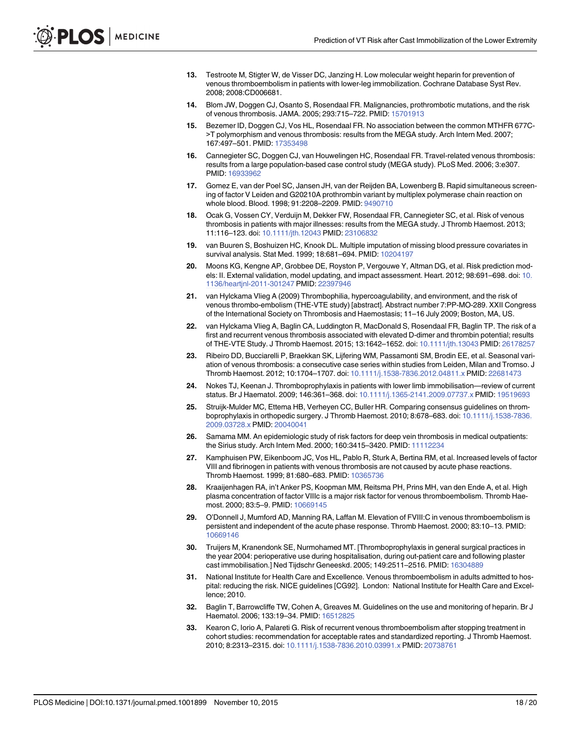13. Testroote M, Stigter W, de Visser DC, Janzing H. Low molecular weight heparin for prevention of venous thromboembolism in patients with lower-leg immobilization. Cochrane Database Syst Rev. 2008; 2008:CD006681.

14. Blom JW, Doggen CJ, Osanto S, Rosendaal FR. Malignancies, prothrombotic mutations, and the risk of venous thrombosis. JAMA. 2005; 293:715–722. PMID: 15701913

15. Bezemer ID, Doggen CJ, Vos HL, Rosendaal FR. No association between the common MTHFR 677C->T polymorphism and venous thrombosis: results from the MEGA study. Arch Intern Med. 2007; 167:497–501. PMID: 17353498

16. Cannegieter SC, Doggen CJ, van Houwelingen HC, Rosendaal FR. Travel-related venous thrombosis: results from a large population-based case control study (MEGA study). PLoS Med. 2006; 3:e307. PMID: 16933962

17. Gomez E, van der Poel SC, Jansen JH, van der Reijden BA, Lowenberg B. Rapid simultaneous screening of factor V Leiden and G20210A prothrombin variant by multiplex polymerase chain reaction on whole blood. Blood. 1998; 91:2208–2209. PMID: 9490710

18. Ocak G, Vossen CY, Verduijn M, Dekker FW, Rosendaal FR, Cannegieter SC, et al. Risk of venous thrombosis in patients with major illnesses: results from the MEGA study. J Thromb Haemost. 2013; 11:116–123. doi: 10.1111/jth.12043 PMID: 23106832

19. van Buuren S, Boshuizen HC, Knook DL. Multiple imputation of missing blood pressure covariates in survival analysis. Stat Med. 1999; 18:681–694. PMID: 10204197

20. Moons KG, Kengne AP, Grobbee DE, Royston P, Vergouwe Y, Altman DG, et al. Risk prediction models: II. External validation, model updating, and impact assessment. Heart. 2012; 98:691–698. doi: 10.1136/heartjnl-2011-301247 PMID: 22397946

21. van Hylckama Vlieg A (2009) Thrombophilia, hypercoagulability, and environment, and the risk of venous thrombo-embolism (THE-VTE study) [abstract]. Abstract number 7:PP-MO-289. XXII Congress of the International Society on Thrombosis and Haemostasis; 11–16 July 2009; Boston, MA, US.

22. van Hylckama Vlieg A, Baglin CA, Luddington R, MacDonald S, Rosendaal FR, Baglin TP. The risk of a first and recurrent venous thrombosis associated with elevated D-dimer and thrombin potential; results of THE-VTE Study. J Thromb Haemost. 2015; 13:1642–1652. doi: 10.1111/jth.13043 PMID: 26178257

23. Ribeiro DD, Bucciarelli P, Braekkan SK, Lijfering WM, Passamonti SM, Brodin EE, et al. Seasonal variation of venous thrombosis: a consecutive case series within studies from Leiden, Milan and Tromso. J Thromb Haemost. 2012; 10:1704–1707. doi: 10.1111/j.1538-7836.2012.04811.x PMID: 22681473

24. Nokes TJ, Keenan J. Thromboprophylaxis in patients with lower limb immobilisation—review of current status. Br J Haematol. 2009; 146:361–368. doi: 10.1111/j.1365-2141.2009.07737.x PMID: 19519693

25. Struijk-Mulder MC, Ettema HB, Verheyen CC, Buller HR. Comparing consensus guidelines on thromboprophylaxis in orthopedic surgery. J Thromb Haemost. 2010; 8:678–683. doi: 10.1111/j.1538-7836.2009.03728.x PMID: 20040041

26. Samama MM. An epidemiologic study of risk factors for deep vein thrombosis in medical outpatients: the Sirius study. Arch Intern Med. 2000; 160:3415–3420. PMID: 11112234

27. Kamphuisen PW, Eikenboom JC, Vos HL, Pablo R, Sturk A, Bertina RM, et al. Increased levels of factor VIII and fibrinogen in patients with venous thrombosis are not caused by acute phase reactions. Thromb Haemost. 1999; 81:680–683. PMID: 10365736

28. Kraaijenhagen RA, in't Anker PS, Koopman MM, Reitsma PH, Prins MH, van den Ende A, et al. High plasma concentration of factor VIIIc is a major risk factor for venous thromboembolism. Thromb Haemost. 2000; 83:5–9. PMID: 10669145

29. O'Donnell J, Mumford AD, Manning RA, Laffan M. Elevation of FVIII:C in venous thromboembolism is persistent and independent of the acute phase response. Thromb Haemost. 2000; 83:10–13. PMID: 10669146

30. Truijers M, Kranendonk SE, Nurmohamed MT. [Thromboprophylaxis in general surgical practices in the year 2004: perioperative use during hospitalisation, during out-patient care and following plaster cast immobilisation.] Ned Tijdschr Geneeskd. 2005; 149:2511–2516. PMID: 16304889

31. National Institute for Health Care and Excellence. Venous thromboembolism in adults admitted to hospital: reducing the risk. NICE guidelines [CG92]. London: National Institute for Health Care and Excellence; 2010.

32. Baglin T, Barrowcliffe TW, Cohen A, Greaves M. Guidelines on the use and monitoring of heparin. Br J Haematol. 2006; 133:19–34. PMID: 16512825

33. Kearon C, Iorio A, Palareti G. Risk of recurrent venous thromboembolism after stopping treatment in cohort studies: recommendation for acceptable rates and standardized reporting. J Thromb Haemost. 2010; 8:2313–2315. doi: 10.1111/j.1538-7836.2010.03991.x PMID: 20738761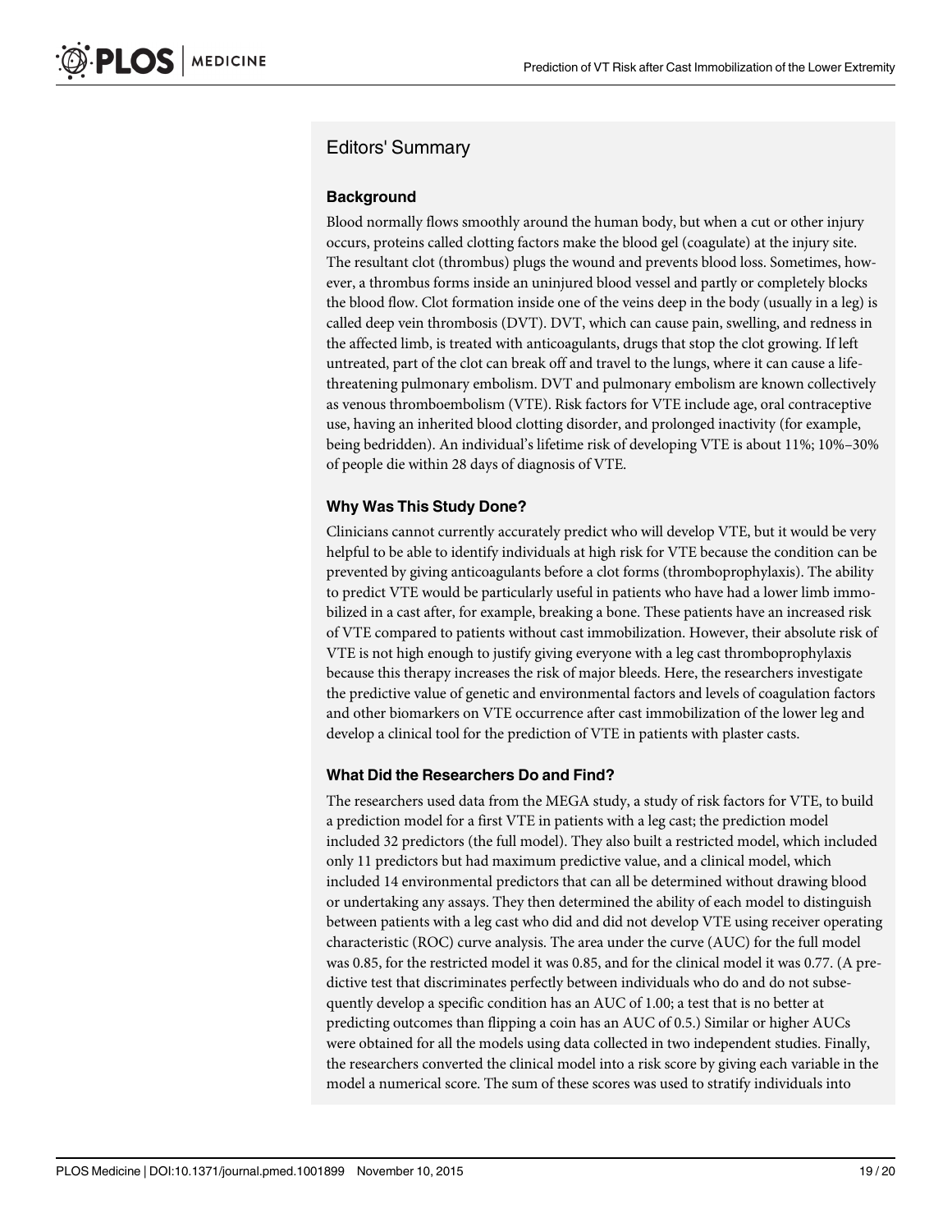## Editors' Summary

### Background

Blood normally flows smoothly around the human body, but when a cut or other injury occurs, proteins called clotting factors make the blood gel (coagulate) at the injury site. The resultant clot (thrombus) plugs the wound and prevents blood loss. Sometimes, however, a thrombus forms inside an uninjured blood vessel and partly or completely blocks the blood flow. Clot formation inside one of the veins deep in the body (usually in a leg) is called deep vein thrombosis (DVT). DVT, which can cause pain, swelling, and redness in the affected limb, is treated with anticoagulants, drugs that stop the clot growing. If left untreated, part of the clot can break off and travel to the lungs, where it can cause a life-threatening pulmonary embolism. DVT and pulmonary embolism are known collectively as venous thromboembolism (VTE). Risk factors for VTE include age, oral contraceptive use, having an inherited blood clotting disorder, and prolonged inactivity (for example, being bedridden). An individual's lifetime risk of developing VTE is about 11%; 10%–30% of people die within 28 days of diagnosis of VTE.

### Why Was This Study Done?

Clinicians cannot currently accurately predict who will develop VTE, but it would be very helpful to be able to identify individuals at high risk for VTE because the condition can be prevented by giving anticoagulants before a clot forms (thromboprophylaxis). The ability to predict VTE would be particularly useful in patients who have had a lower limb immobilized in a cast after, for example, breaking a bone. These patients have an increased risk of VTE compared to patients without cast immobilization. However, their absolute risk of VTE is not high enough to justify giving everyone with a leg cast thromboprophylaxis because this therapy increases the risk of major bleeds. Here, the researchers investigate the predictive value of genetic and environmental factors and levels of coagulation factors and other biomarkers on VTE occurrence after cast immobilization of the lower leg and develop a clinical tool for the prediction of VTE in patients with plaster casts.

### What Did the Researchers Do and Find?

The researchers used data from the MEGA study, a study of risk factors for VTE, to build a prediction model for a first VTE in patients with a leg cast; the prediction model included 32 predictors (the full model). They also built a restricted model, which included only 11 predictors but had maximum predictive value, and a clinical model, which included 14 environmental predictors that can all be determined without drawing blood or undertaking any assays. They then determined the ability of each model to distinguish between patients with a leg cast who did and did not develop VTE using receiver operating characteristic (ROC) curve analysis. The area under the curve (AUC) for the full model was 0.85, for the restricted model it was 0.85, and for the clinical model it was 0.77. (A predictive test that discriminates perfectly between individuals who do and do not subsequently develop a specific condition has an AUC of 1.00; a test that is no better at predicting outcomes than flipping a coin has an AUC of 0.5.) Similar or higher AUCs were obtained for all the models using data collected in two independent studies. Finally, the researchers converted the clinical model into a risk score by giving each variable in the model a numerical score. The sum of these scores was used to stratify individuals into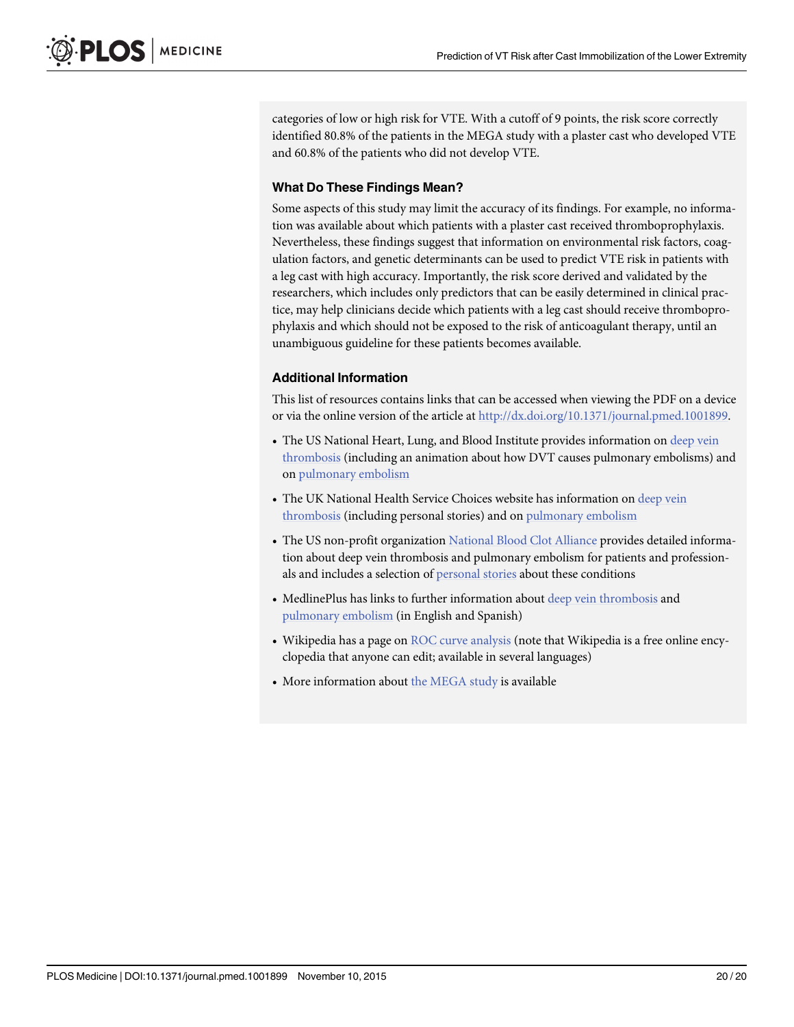categories of low or high risk for VTE. With a cutoff of 9 points, the risk score correctly identified 80.8% of the patients in the MEGA study with a plaster cast who developed VTE and 60.8% of the patients who did not develop VTE.

### What Do These Findings Mean?

Some aspects of this study may limit the accuracy of its findings. For example, no information was available about which patients with a plaster cast received thromboprophylaxis. Nevertheless, these findings suggest that information on environmental risk factors, coagulation factors, and genetic determinants can be used to predict VTE risk in patients with a leg cast with high accuracy. Importantly, the risk score derived and validated by the researchers, which includes only predictors that can be easily determined in clinical practice, may help clinicians decide which patients with a leg cast should receive thromboprophylaxis and which should not be exposed to the risk of anticoagulant therapy, until an unambiguous guideline for these patients becomes available.

### Additional Information

This list of resources contains links that can be accessed when viewing the PDF on a device or via the online version of the article at http://dx.doi.org/10.1371/journal.pmed.1001899.

- The US National Heart, Lung, and Blood Institute provides information on deep vein thrombosis (including an animation about how DVT causes pulmonary embolisms) and on pulmonary embolism
- The UK National Health Service Choices website has information on deep vein thrombosis (including personal stories) and on pulmonary embolism
- The US non-profit organization National Blood Clot Alliance provides detailed information about deep vein thrombosis and pulmonary embolism for patients and professionals and includes a selection of personal stories about these conditions
- MedlinePlus has links to further information about deep vein thrombosis and pulmonary embolism (in English and Spanish)
- Wikipedia has a page on ROC curve analysis (note that Wikipedia is a free online encyclopedia that anyone can edit; available in several languages)
- More information about the MEGA study is available